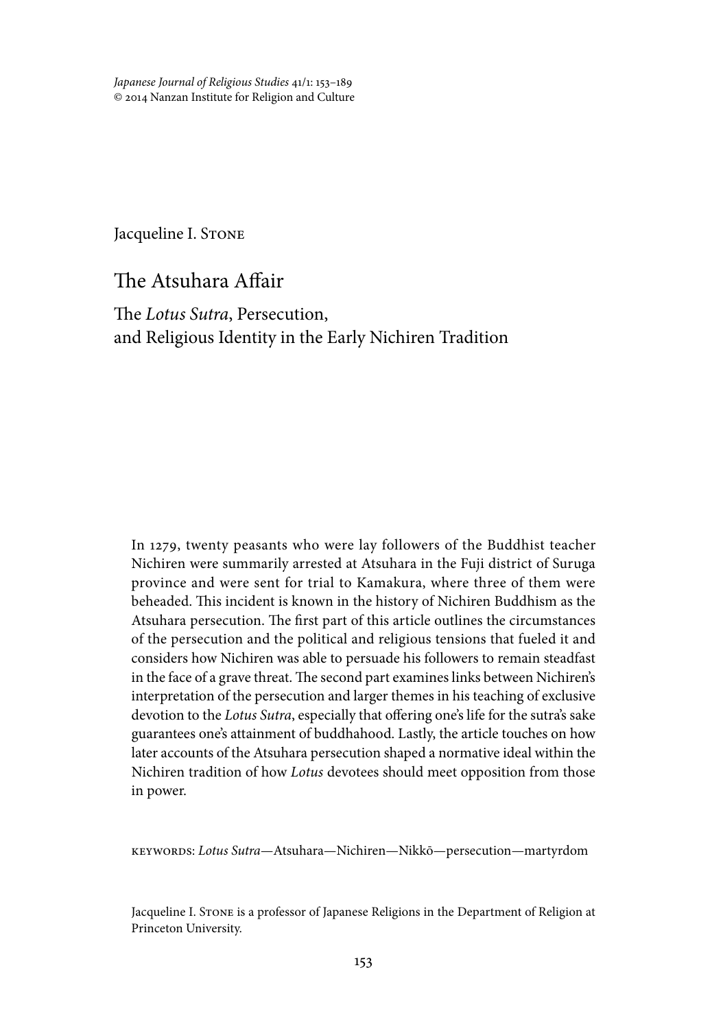Jacqueline I. Stone

# The Atsuhara Affair

## The *Lotus Sutra*, Persecution, and Religious Identity in the Early Nichiren Tradition

In 1279, twenty peasants who were lay followers of the Buddhist teacher Nichiren were summarily arrested at Atsuhara in the Fuji district of Suruga province and were sent for trial to Kamakura, where three of them were beheaded. This incident is known in the history of Nichiren Buddhism as the Atsuhara persecution. The first part of this article outlines the circumstances of the persecution and the political and religious tensions that fueled it and considers how Nichiren was able to persuade his followers to remain steadfast in the face of a grave threat. The second part examines links between Nichiren's interpretation of the persecution and larger themes in his teaching of exclusive devotion to the *Lotus Sutra*, especially that offering one's life for the sutra's sake guarantees one's attainment of buddhahood. Lastly, the article touches on how later accounts of the Atsuhara persecution shaped a normative ideal within the Nichiren tradition of how *Lotus* devotees should meet opposition from those in power.

keywords: *Lotus Sutra*—Atsuhara—Nichiren—Nikkō—persecution—martyrdom

Jacqueline I. Stone is a professor of Japanese Religions in the Department of Religion at Princeton University.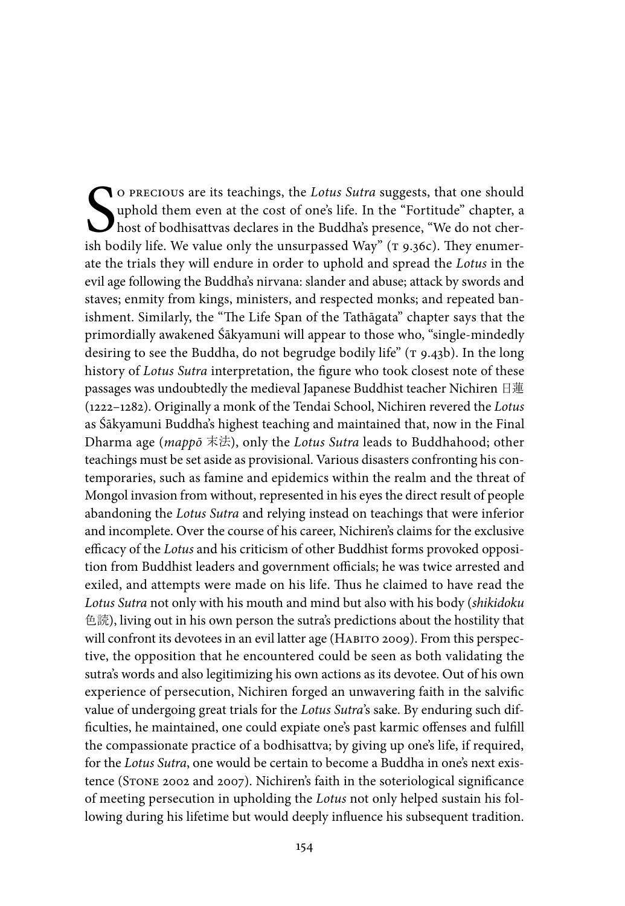So precious are its teachings, the *Lotus Sutra* suggests, that one should uphold them even at the cost of one's life. In the "Fortitude" chapter, a host of bodhisattvas declares in the Buddha's presence, "We do not cherish bodily life. We value only the unsurpassed Way" (T 9.36c). They enumerate the trials they will endure in order to uphold and spread the *Lotus* in the evil age following the Buddha's nirvana: slander and abuse; attack by swords and staves; enmity from kings, ministers, and respected monks; and repeated banishment. Similarly, the "The Life Span of the Tathāgata" chapter says that the primordially awakened Śākyamuni will appear to those who, "single-mindedly desiring to see the Buddha, do not begrudge bodily life" (T 9.43b). In the long history of *Lotus Sutra* interpretation, the figure who took closest note of these passages was undoubtedly the medieval Japanese Buddhist teacher Nichiren 日蓮 (1222–1282). Originally a monk of the Tendai School, Nichiren revered the *Lotus* as Śākyamuni Buddha's highest teaching and maintained that, now in the Final Dharma age (*mappō* 末法), only the *Lotus Sutra* leads to Buddhahood; other teachings must be set aside as provisional. Various disasters confronting his contemporaries, such as famine and epidemics within the realm and the threat of Mongol invasion from without, represented in his eyes the direct result of people abandoning the *Lotus Sutra* and relying instead on teachings that were inferior and incomplete. Over the course of his career, Nichiren's claims for the exclusive efficacy of the *Lotus* and his criticism of other Buddhist forms provoked opposition from Buddhist leaders and government officials; he was twice arrested and exiled, and attempts were made on his life. Thus he claimed to have read the *Lotus Sutra* not only with his mouth and mind but also with his body (*shikidoku* 色読), living out in his own person the sutra's predictions about the hostility that will confront its devotees in an evil latter age (Habito 2009). From this perspective, the opposition that he encountered could be seen as both validating the sutra's words and also legitimizing his own actions as its devotee. Out of his own experience of persecution, Nichiren forged an unwavering faith in the salvific value of undergoing great trials for the *Lotus Sutra*'s sake. By enduring such difficulties, he maintained, one could expiate one's past karmic offenses and fulfill the compassionate practice of a bodhisattva; by giving up one's life, if required, for the *Lotus Sutra*, one would be certain to become a Buddha in one's next existence (Stone 2002 and 2007). Nichiren's faith in the soteriological significance of meeting persecution in upholding the *Lotus* not only helped sustain his following during his lifetime but would deeply influence his subsequent tradition.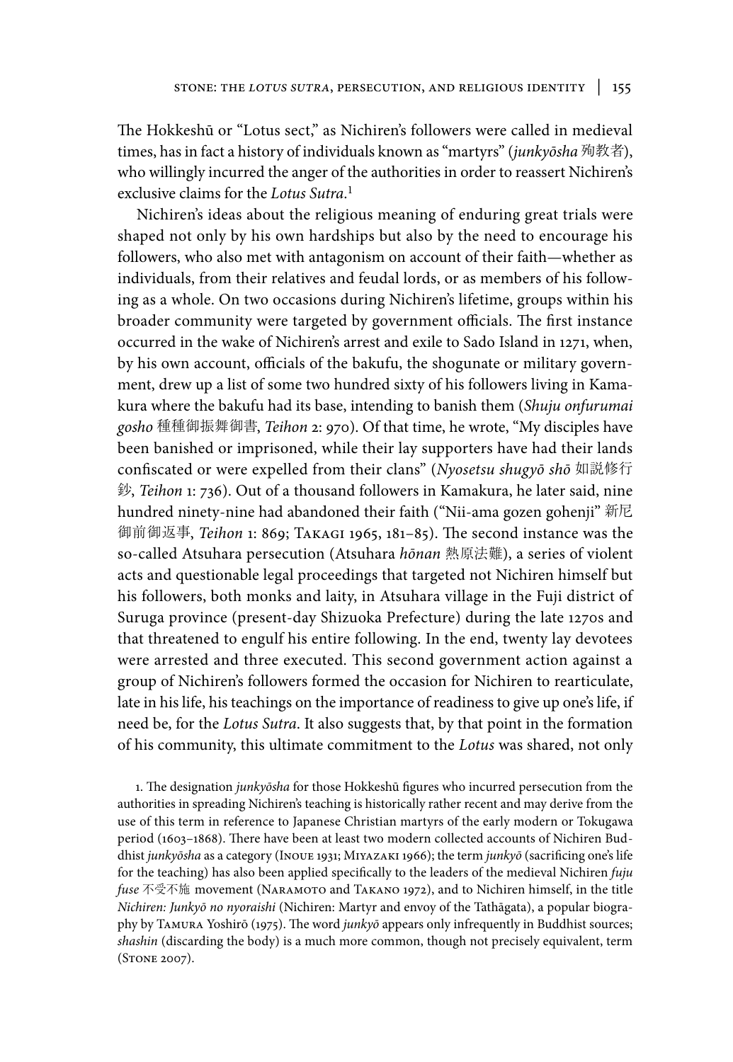The Hokkeshū or "Lotus sect," as Nichiren's followers were called in medieval times, has in fact a history of individuals known as "martyrs" (*junkyōsha* 殉教者), who willingly incurred the anger of the authorities in order to reassert Nichiren's exclusive claims for the *Lotus Sutra*.[1]

Nichiren's ideas about the religious meaning of enduring great trials were shaped not only by his own hardships but also by the need to encourage his followers, who also met with antagonism on account of their faith—whether as individuals, from their relatives and feudal lords, or as members of his following as a whole. On two occasions during Nichiren's lifetime, groups within his broader community were targeted by government officials. The first instance occurred in the wake of Nichiren's arrest and exile to Sado Island in 1271, when, by his own account, officials of the bakufu, the shogunate or military government, drew up a list of some two hundred sixty of his followers living in Kamakura where the bakufu had its base, intending to banish them (*Shuju onfurumai gosho* 種種御振舞御書, *Teihon* 2: 970). Of that time, he wrote, "My disciples have been banished or imprisoned, while their lay supporters have had their lands confiscated or were expelled from their clans" (*Nyosetsu shugyō shō* 如説修行鈔, *Teihon* 1: 736). Out of a thousand followers in Kamakura, he later said, nine hundred ninety-nine had abandoned their faith ("Nii-ama gozen gohenji" 新尼御前御返事, *Teihon* 1: 869; Takagi 1965, 181–85). The second instance was the so-called Atsuhara persecution (Atsuhara *hōnan* 熱原法難), a series of violent acts and questionable legal proceedings that targeted not Nichiren himself but his followers, both monks and laity, in Atsuhara village in the Fuji district of Suruga province (present-day Shizuoka Prefecture) during the late 1270s and that threatened to engulf his entire following. In the end, twenty lay devotees were arrested and three executed. This second government action against a group of Nichiren's followers formed the occasion for Nichiren to rearticulate, late in his life, his teachings on the importance of readiness to give up one's life, if need be, for the *Lotus Sutra*. It also suggests that, by that point in the formation of his community, this ultimate commitment to the *Lotus* was shared, not only

1. The designation *junkyōsha* for those Hokkeshū figures who incurred persecution from the authorities in spreading Nichiren's teaching is historically rather recent and may derive from the use of this term in reference to Japanese Christian martyrs of the early modern or Tokugawa period (1603–1868). There have been at least two modern collected accounts of Nichiren Buddhist *junkyōsha* as a category (Inoue 1931; Miyazaki 1966); the term *junkyō* (sacrificing one's life for the teaching) has also been applied specifically to the leaders of the medieval Nichiren *fuju fuse* 不受不施 movement (Naramoto and Takano 1972), and to Nichiren himself, in the title *Nichiren: Junkyō no nyoraishi* (Nichiren: Martyr and envoy of the Tathāgata), a popular biography by Tamura Yoshirō (1975). The word *junkyō* appears only infrequently in Buddhist sources; *shashin* (discarding the body) is a much more common, though not precisely equivalent, term (Stone 2007).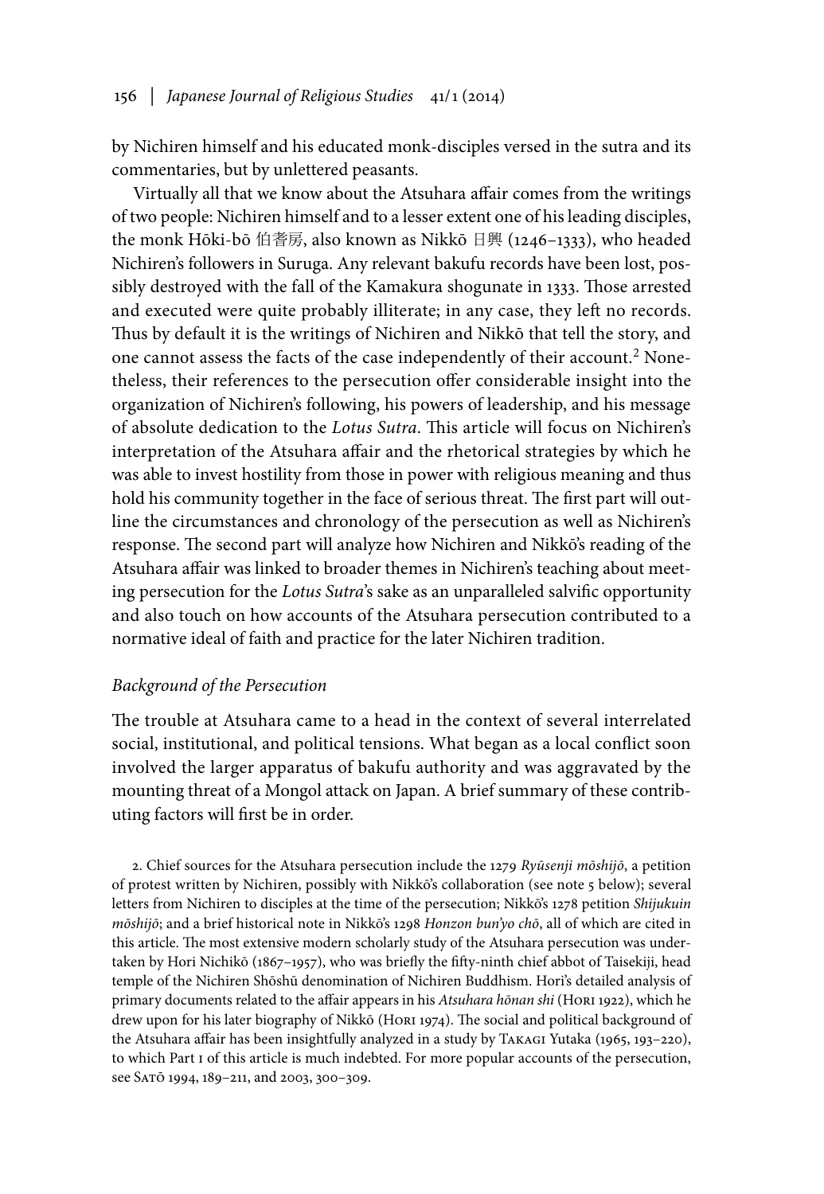by Nichiren himself and his educated monk-disciples versed in the sutra and its commentaries, but by unlettered peasants.

Virtually all that we know about the Atsuhara affair comes from the writings of two people: Nichiren himself and to a lesser extent one of his leading disciples, the monk Hōki-bō 伯耆房, also known as Nikkō 日興 (1246–1333), who headed Nichiren's followers in Suruga. Any relevant bakufu records have been lost, possibly destroyed with the fall of the Kamakura shogunate in 1333. Those arrested and executed were quite probably illiterate; in any case, they left no records. Thus by default it is the writings of Nichiren and Nikkō that tell the story, and one cannot assess the facts of the case independently of their account.[2] Nonetheless, their references to the persecution offer considerable insight into the organization of Nichiren's following, his powers of leadership, and his message of absolute dedication to the *Lotus Sutra*. This article will focus on Nichiren's interpretation of the Atsuhara affair and the rhetorical strategies by which he was able to invest hostility from those in power with religious meaning and thus hold his community together in the face of serious threat. The first part will outline the circumstances and chronology of the persecution as well as Nichiren's response. The second part will analyze how Nichiren and Nikkō's reading of the Atsuhara affair was linked to broader themes in Nichiren's teaching about meeting persecution for the *Lotus Sutra*'s sake as an unparalleled salvific opportunity and also touch on how accounts of the Atsuhara persecution contributed to a normative ideal of faith and practice for the later Nichiren tradition.

### *Background of the Persecution*

The trouble at Atsuhara came to a head in the context of several interrelated social, institutional, and political tensions. What began as a local conflict soon involved the larger apparatus of bakufu authority and was aggravated by the mounting threat of a Mongol attack on Japan. A brief summary of these contributing factors will first be in order.

2. Chief sources for the Atsuhara persecution include the 1279 *Ryūsenji mōshijō*, a petition of protest written by Nichiren, possibly with Nikkō's collaboration (see note 5 below); several letters from Nichiren to disciples at the time of the persecution; Nikkō's 1278 petition *Shijukuin mōshijō*; and a brief historical note in Nikkō's 1298 *Honzon bun'yo chō*, all of which are cited in this article. The most extensive modern scholarly study of the Atsuhara persecution was undertaken by Hori Nichikō (1867–1957), who was briefly the fifty-ninth chief abbot of Taisekiji, head temple of the Nichiren Shōshū denomination of Nichiren Buddhism. Hori's detailed analysis of primary documents related to the affair appears in his *Atsuhara hōnan shi* (Hori 1922), which he drew upon for his later biography of Nikkō (Hori 1974). The social and political background of the Atsuhara affair has been insightfully analyzed in a study by Takagi Yutaka (1965, 193–220), to which Part I of this article is much indebted. For more popular accounts of the persecution, see Satō 1994, 189–211, and 2003, 300–309.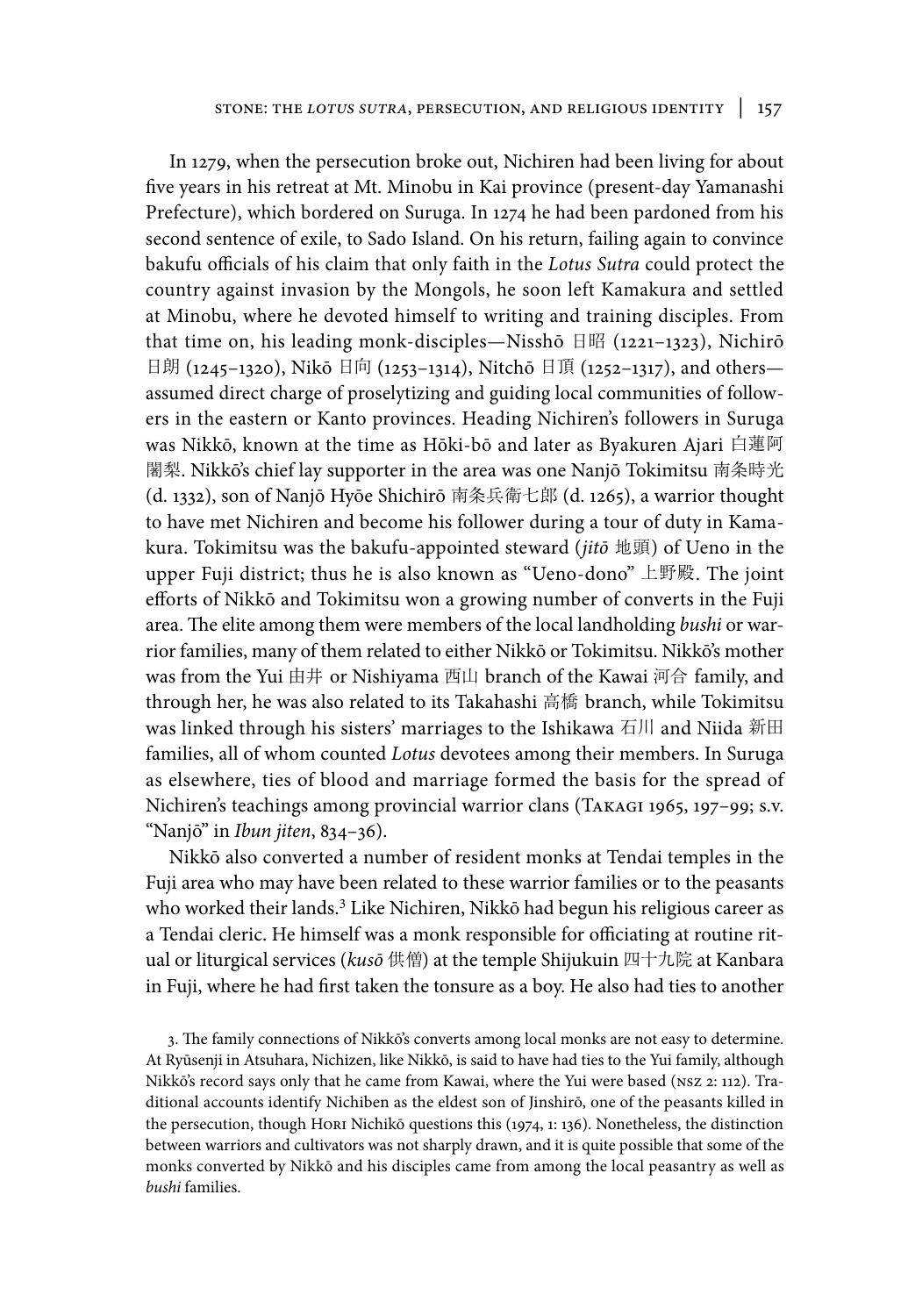In 1279, when the persecution broke out, Nichiren had been living for about five years in his retreat at Mt. Minobu in Kai province (present-day Yamanashi Prefecture), which bordered on Suruga. In 1274 he had been pardoned from his second sentence of exile, to Sado Island. On his return, failing again to convince bakufu officials of his claim that only faith in the *Lotus Sutra* could protect the country against invasion by the Mongols, he soon left Kamakura and settled at Minobu, where he devoted himself to writing and training disciples. From that time on, his leading monk-disciples—Nisshō 日昭 (1221–1323), Nichirō 日朗 (1245–1320), Nikō 日向 (1253–1314), Nitchō 日頂 (1252–1317), and others—assumed direct charge of proselytizing and guiding local communities of followers in the eastern or Kanto provinces. Heading Nichiren's followers in Suruga was Nikkō, known at the time as Hōki-bō and later as Byakuren Ajari 白蓮阿闍梨. Nikkō's chief lay supporter in the area was one Nanjō Tokimitsu 南条時光 (d. 1332), son of Nanjō Hyōe Shichirō 南条兵衛七郎 (d. 1265), a warrior thought to have met Nichiren and become his follower during a tour of duty in Kamakura. Tokimitsu was the bakufu-appointed steward (*jitō* 地頭) of Ueno in the upper Fuji district; thus he is also known as "Ueno-dono" 上野殿. The joint efforts of Nikkō and Tokimitsu won a growing number of converts in the Fuji area. The elite among them were members of the local landholding *bushi* or warrior families, many of them related to either Nikkō or Tokimitsu. Nikkō's mother was from the Yui 由井 or Nishiyama 西山 branch of the Kawai 河合 family, and through her, he was also related to its Takahashi 高橋 branch, while Tokimitsu was linked through his sisters' marriages to the Ishikawa 石川 and Niida 新田 families, all of whom counted *Lotus* devotees among their members. In Suruga as elsewhere, ties of blood and marriage formed the basis for the spread of Nichiren's teachings among provincial warrior clans (Takagi 1965, 197–99; s.v. "Nanjō" in *Ibun jiten*, 834–36).

Nikkō also converted a number of resident monks at Tendai temples in the Fuji area who may have been related to these warrior families or to the peasants who worked their lands.[3] Like Nichiren, Nikkō had begun his religious career as a Tendai cleric. He himself was a monk responsible for officiating at routine ritual or liturgical services (*kusō* 供僧) at the temple Shijukuin 四十九院 at Kanbara in Fuji, where he had first taken the tonsure as a boy. He also had ties to another

3. The family connections of Nikkō's converts among local monks are not easy to determine. At Ryūsenji in Atsuhara, Nichizen, like Nikkō, is said to have had ties to the Yui family, although Nikkō's record says only that he came from Kawai, where the Yui were based (nsz 2: 112). Traditional accounts identify Nichiben as the eldest son of Jinshirō, one of the peasants killed in the persecution, though Hori Nichikō questions this (1974, 1: 136). Nonetheless, the distinction between warriors and cultivators was not sharply drawn, and it is quite possible that some of the monks converted by Nikkō and his disciples came from among the local peasantry as well as *bushi* families.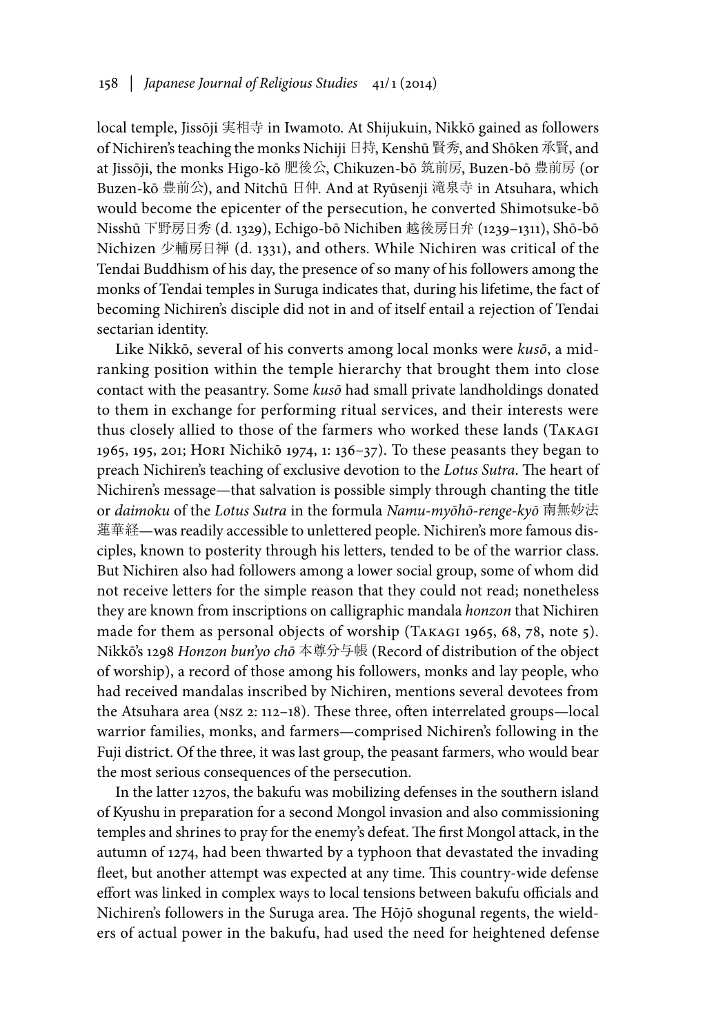local temple, Jissōji 実相寺 in Iwamoto. At Shijukuin, Nikkō gained as followers of Nichiren's teaching the monks Nichiji 日持, Kenshū 賢秀, and Shōken 承賢, and at Jissōji, the monks Higo-kō 肥後公, Chikuzen-bō 筑前房, Buzen-bō 豊前房 (or Buzen-kō 豊前公), and Nitchū 日仲. And at Ryūsenji 滝泉寺 in Atsuhara, which would become the epicenter of the persecution, he converted Shimotsuke-bō Nisshū 下野房日秀 (d. 1329), Echigo-bō Nichiben 越後房日弁 (1239–1311), Shō-bō Nichizen 少輔房日禅 (d. 1331), and others. While Nichiren was critical of the Tendai Buddhism of his day, the presence of so many of his followers among the monks of Tendai temples in Suruga indicates that, during his lifetime, the fact of becoming Nichiren's disciple did not in and of itself entail a rejection of Tendai sectarian identity.

Like Nikkō, several of his converts among local monks were *kusō*, a mid-ranking position within the temple hierarchy that brought them into close contact with the peasantry. Some *kusō* had small private landholdings donated to them in exchange for performing ritual services, and their interests were thus closely allied to those of the farmers who worked these lands (Takagi 1965, 195, 201; Hori Nichikō 1974, 1: 136–37). To these peasants they began to preach Nichiren's teaching of exclusive devotion to the *Lotus Sutra*. The heart of Nichiren's message—that salvation is possible simply through chanting the title or *daimoku* of the *Lotus Sutra* in the formula *Namu-myōhō-renge-kyō* 南無妙法蓮華経—was readily accessible to unlettered people. Nichiren's more famous disciples, known to posterity through his letters, tended to be of the warrior class. But Nichiren also had followers among a lower social group, some of whom did not receive letters for the simple reason that they could not read; nonetheless they are known from inscriptions on calligraphic mandala *honzon* that Nichiren made for them as personal objects of worship (Takagi 1965, 68, 78, note 5). Nikkō's 1298 *Honzon bun'yo chō* 本尊分与帳 (Record of distribution of the object of worship), a record of those among his followers, monks and lay people, who had received mandalas inscribed by Nichiren, mentions several devotees from the Atsuhara area (nsz 2: 112–18). These three, often interrelated groups—local warrior families, monks, and farmers—comprised Nichiren's following in the Fuji district. Of the three, it was last group, the peasant farmers, who would bear the most serious consequences of the persecution.

In the latter 1270s, the bakufu was mobilizing defenses in the southern island of Kyushu in preparation for a second Mongol invasion and also commissioning temples and shrines to pray for the enemy's defeat. The first Mongol attack, in the autumn of 1274, had been thwarted by a typhoon that devastated the invading fleet, but another attempt was expected at any time. This country-wide defense effort was linked in complex ways to local tensions between bakufu officials and Nichiren's followers in the Suruga area. The Hōjō shogunal regents, the wielders of actual power in the bakufu, had used the need for heightened defense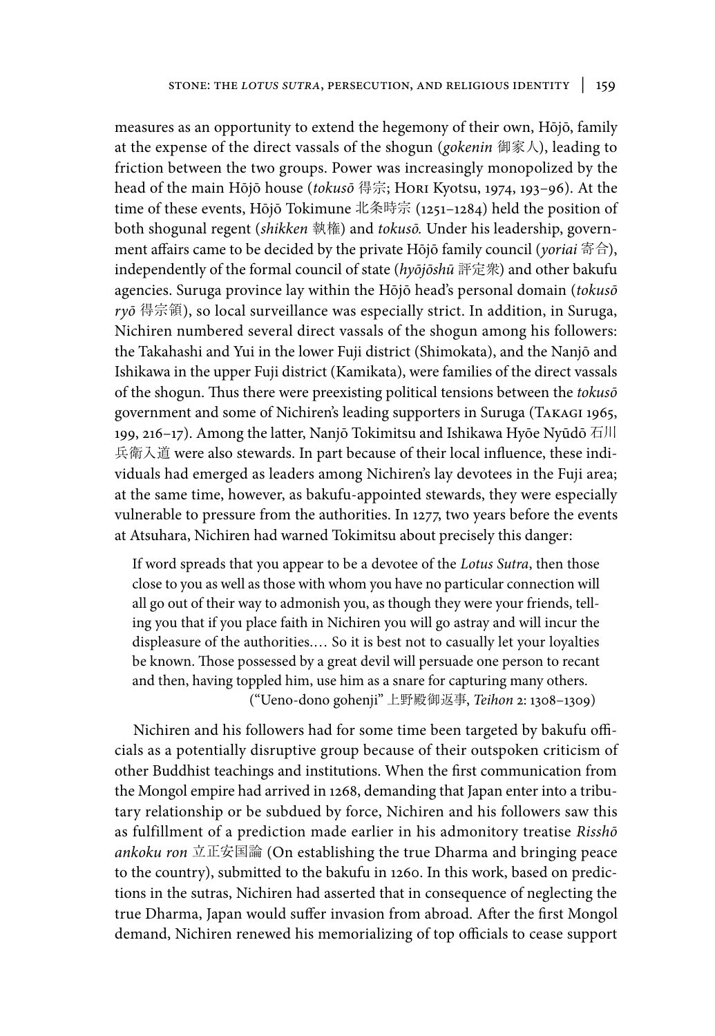measures as an opportunity to extend the hegemony of their own, Hōjō, family at the expense of the direct vassals of the shogun (*gokenin* 御家人), leading to friction between the two groups. Power was increasingly monopolized by the head of the main Hōjō house (*tokusō* 得宗; Hori Kyotsu, 1974, 193–96). At the time of these events, Hōjō Tokimune 北条時宗 (1251–1284) held the position of both shogunal regent (*shikken* 執権) and *tokusō*. Under his leadership, government affairs came to be decided by the private Hōjō family council (*yoriai* 寄合), independently of the formal council of state (*hyōjōshū* 評定衆) and other bakufu agencies. Suruga province lay within the Hōjō head's personal domain (*tokusō ryō* 得宗領), so local surveillance was especially strict. In addition, in Suruga, Nichiren numbered several direct vassals of the shogun among his followers: the Takahashi and Yui in the lower Fuji district (Shimokata), and the Nanjō and Ishikawa in the upper Fuji district (Kamikata), were families of the direct vassals of the shogun. Thus there were preexisting political tensions between the *tokusō* government and some of Nichiren's leading supporters in Suruga (Takagi 1965, 199, 216–17). Among the latter, Nanjō Tokimitsu and Ishikawa Hyōe Nyūdō 石川兵衛入道 were also stewards. In part because of their local influence, these individuals had emerged as leaders among Nichiren's lay devotees in the Fuji area; at the same time, however, as bakufu-appointed stewards, they were especially vulnerable to pressure from the authorities. In 1277, two years before the events at Atsuhara, Nichiren had warned Tokimitsu about precisely this danger:

> If word spreads that you appear to be a devotee of the *Lotus Sutra*, then those close to you as well as those with whom you have no particular connection will all go out of their way to admonish you, as though they were your friends, telling you that if you place faith in Nichiren you will go astray and will incur the displeasure of the authorities.… So it is best not to casually let your loyalties be known. Those possessed by a great devil will persuade one person to recant and then, having toppled him, use him as a snare for capturing many others.
> ("Ueno-dono gohenji" 上野殿御返事, *Teihon* 2: 1308–1309)

Nichiren and his followers had for some time been targeted by bakufu officials as a potentially disruptive group because of their outspoken criticism of other Buddhist teachings and institutions. When the first communication from the Mongol empire had arrived in 1268, demanding that Japan enter into a tributary relationship or be subdued by force, Nichiren and his followers saw this as fulfillment of a prediction made earlier in his admonitory treatise *Risshō ankoku ron* 立正安国論 (On establishing the true Dharma and bringing peace to the country), submitted to the bakufu in 1260. In this work, based on predictions in the sutras, Nichiren had asserted that in consequence of neglecting the true Dharma, Japan would suffer invasion from abroad. After the first Mongol demand, Nichiren renewed his memorializing of top officials to cease support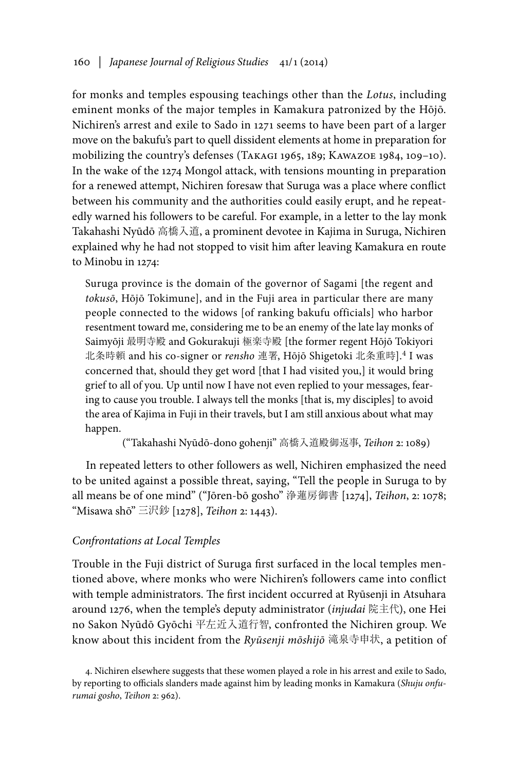for monks and temples espousing teachings other than the *Lotus*, including eminent monks of the major temples in Kamakura patronized by the Hōjō. Nichiren's arrest and exile to Sado in 1271 seems to have been part of a larger move on the bakufu's part to quell dissident elements at home in preparation for mobilizing the country's defenses (Takagi 1965, 189; Kawazoe 1984, 109–10). In the wake of the 1274 Mongol attack, with tensions mounting in preparation for a renewed attempt, Nichiren foresaw that Suruga was a place where conflict between his community and the authorities could easily erupt, and he repeatedly warned his followers to be careful. For example, in a letter to the lay monk Takahashi Nyūdō 高橋入道, a prominent devotee in Kajima in Suruga, Nichiren explained why he had not stopped to visit him after leaving Kamakura en route to Minobu in 1274:

> Suruga province is the domain of the governor of Sagami [the regent and *tokusō*, Hōjō Tokimune], and in the Fuji area in particular there are many people connected to the widows [of ranking bakufu officials] who harbor resentment toward me, considering me to be an enemy of the late lay monks of Saimyōji 最明寺殿 and Gokurakuji 極楽寺殿 [the former regent Hōjō Tokiyori 北条時頼 and his co-signer or *rensho* 連署, Hōjō Shigetoki 北条重時].[4] I was concerned that, should they get word [that I had visited you,] it would bring grief to all of you. Up until now I have not even replied to your messages, fearing to cause you trouble. I always tell the monks [that is, my disciples] to avoid the area of Kajima in Fuji in their travels, but I am still anxious about what may happen.
>
> ("Takahashi Nyūdō-dono gohenji" 高橋入道殿御返事, *Teihon* 2: 1089)

In repeated letters to other followers as well, Nichiren emphasized the need to be united against a possible threat, saying, "Tell the people in Suruga to by all means be of one mind" ("Jōren-bō gosho" 浄蓮房御書 [1274], *Teihon*, 2: 1078; "Misawa shō" 三沢鈔 [1278], *Teihon* 2: 1443).

### *Confrontations at Local Temples*

Trouble in the Fuji district of Suruga first surfaced in the local temples mentioned above, where monks who were Nichiren's followers came into conflict with temple administrators. The first incident occurred at Ryūsenji in Atsuhara around 1276, when the temple's deputy administrator (*injudai* 院主代), one Hei no Sakon Nyūdō Gyōchi 平左近入道行智, confronted the Nichiren group. We know about this incident from the *Ryūsenji mōshijō* 滝泉寺申状, a petition of

4. Nichiren elsewhere suggests that these women played a role in his arrest and exile to Sado, by reporting to officials slanders made against him by leading monks in Kamakura (*Shuju onfurumai gosho*, *Teihon* 2: 962).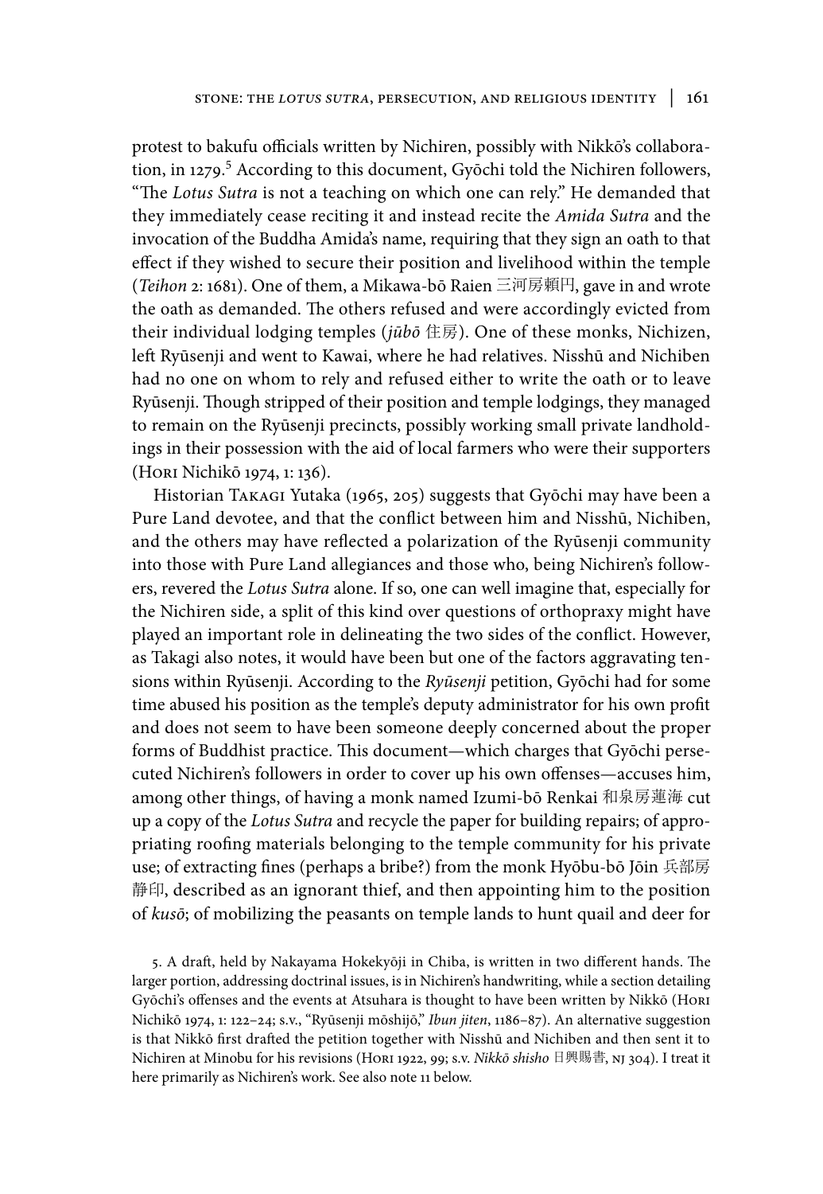protest to bakufu officials written by Nichiren, possibly with Nikkō's collaboration, in 1279.[5] According to this document, Gyōchi told the Nichiren followers, "The *Lotus Sutra* is not a teaching on which one can rely." He demanded that they immediately cease reciting it and instead recite the *Amida Sutra* and the invocation of the Buddha Amida's name, requiring that they sign an oath to that effect if they wished to secure their position and livelihood within the temple (*Teihon* 2: 1681). One of them, a Mikawa-bō Raien 三河房頼円, gave in and wrote the oath as demanded. The others refused and were accordingly evicted from their individual lodging temples (*jūbō* 住房). One of these monks, Nichizen, left Ryūsenji and went to Kawai, where he had relatives. Nisshū and Nichiben had no one on whom to rely and refused either to write the oath or to leave Ryūsenji. Though stripped of their position and temple lodgings, they managed to remain on the Ryūsenji precincts, possibly working small private landholdings in their possession with the aid of local farmers who were their supporters (Hori Nichikō 1974, 1: 136).

Historian Takagi Yutaka (1965, 205) suggests that Gyōchi may have been a Pure Land devotee, and that the conflict between him and Nisshū, Nichiben, and the others may have reflected a polarization of the Ryūsenji community into those with Pure Land allegiances and those who, being Nichiren's followers, revered the *Lotus Sutra* alone. If so, one can well imagine that, especially for the Nichiren side, a split of this kind over questions of orthopraxy might have played an important role in delineating the two sides of the conflict. However, as Takagi also notes, it would have been but one of the factors aggravating tensions within Ryūsenji. According to the *Ryūsenji* petition, Gyōchi had for some time abused his position as the temple's deputy administrator for his own profit and does not seem to have been someone deeply concerned about the proper forms of Buddhist practice. This document—which charges that Gyōchi persecuted Nichiren's followers in order to cover up his own offenses—accuses him, among other things, of having a monk named Izumi-bō Renkai 和泉房蓮海 cut up a copy of the *Lotus Sutra* and recycle the paper for building repairs; of appropriating roofing materials belonging to the temple community for his private use; of extracting fines (perhaps a bribe?) from the monk Hyōbu-bō Jōin 兵部房静印, described as an ignorant thief, and then appointing him to the position of *kusō*; of mobilizing the peasants on temple lands to hunt quail and deer for

5. A draft, held by Nakayama Hokekyōji in Chiba, is written in two different hands. The larger portion, addressing doctrinal issues, is in Nichiren's handwriting, while a section detailing Gyōchi's offenses and the events at Atsuhara is thought to have been written by Nikkō (Hori Nichikō 1974, 1: 122–24; s.v., "Ryūsenji mōshijō," *Ibun jiten*, 1186–87). An alternative suggestion is that Nikkō first drafted the petition together with Nisshū and Nichiben and then sent it to Nichiren at Minobu for his revisions (Hori 1922, 99; s.v. *Nikkō shisho* 日興賜書, NJ 304). I treat it here primarily as Nichiren's work. See also note 11 below.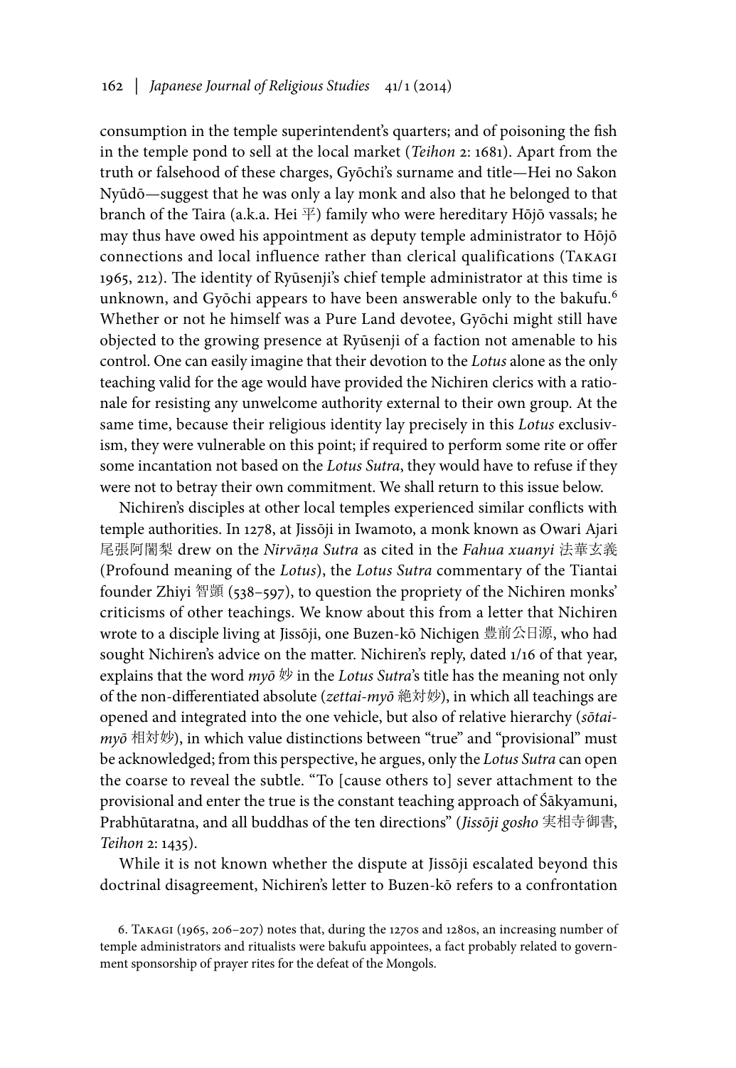consumption in the temple superintendent's quarters; and of poisoning the fish in the temple pond to sell at the local market (*Teihon* 2: 1681). Apart from the truth or falsehood of these charges, Gyōchi's surname and title—Hei no Sakon Nyūdō—suggest that he was only a lay monk and also that he belonged to that branch of the Taira (a.k.a. Hei 平) family who were hereditary Hōjō vassals; he may thus have owed his appointment as deputy temple administrator to Hōjō connections and local influence rather than clerical qualifications (Takagi 1965, 212). The identity of Ryūsenji's chief temple administrator at this time is unknown, and Gyōchi appears to have been answerable only to the bakufu.[6] Whether or not he himself was a Pure Land devotee, Gyōchi might still have objected to the growing presence at Ryūsenji of a faction not amenable to his control. One can easily imagine that their devotion to the *Lotus* alone as the only teaching valid for the age would have provided the Nichiren clerics with a rationale for resisting any unwelcome authority external to their own group. At the same time, because their religious identity lay precisely in this *Lotus* exclusivism, they were vulnerable on this point; if required to perform some rite or offer some incantation not based on the *Lotus Sutra*, they would have to refuse if they were not to betray their own commitment. We shall return to this issue below.

Nichiren's disciples at other local temples experienced similar conflicts with temple authorities. In 1278, at Jissōji in Iwamoto, a monk known as Owari Ajari 尾張阿闍梨 drew on the *Nirvāṇa Sutra* as cited in the *Fahua xuanyi* 法華玄義 (Profound meaning of the *Lotus*), the *Lotus Sutra* commentary of the Tiantai founder Zhiyi 智顗 (538–597), to question the propriety of the Nichiren monks' criticisms of other teachings. We know about this from a letter that Nichiren wrote to a disciple living at Jissōji, one Buzen-kō Nichigen 豊前公日源, who had sought Nichiren's advice on the matter. Nichiren's reply, dated 1/16 of that year, explains that the word *myō* 妙 in the *Lotus Sutra*'s title has the meaning not only of the non-differentiated absolute (*zettai-myō* 絶対妙), in which all teachings are opened and integrated into the one vehicle, but also of relative hierarchy (*sōtai-myō* 相対妙), in which value distinctions between "true" and "provisional" must be acknowledged; from this perspective, he argues, only the *Lotus Sutra* can open the coarse to reveal the subtle. "To [cause others to] sever attachment to the provisional and enter the true is the constant teaching approach of Śākyamuni, Prabhūtaratna, and all buddhas of the ten directions" (*Jissōji gosho* 実相寺御書, *Teihon* 2: 1435).

While it is not known whether the dispute at Jissōji escalated beyond this doctrinal disagreement, Nichiren's letter to Buzen-kō refers to a confrontation

6. Takagi (1965, 206–207) notes that, during the 1270s and 1280s, an increasing number of temple administrators and ritualists were bakufu appointees, a fact probably related to government sponsorship of prayer rites for the defeat of the Mongols.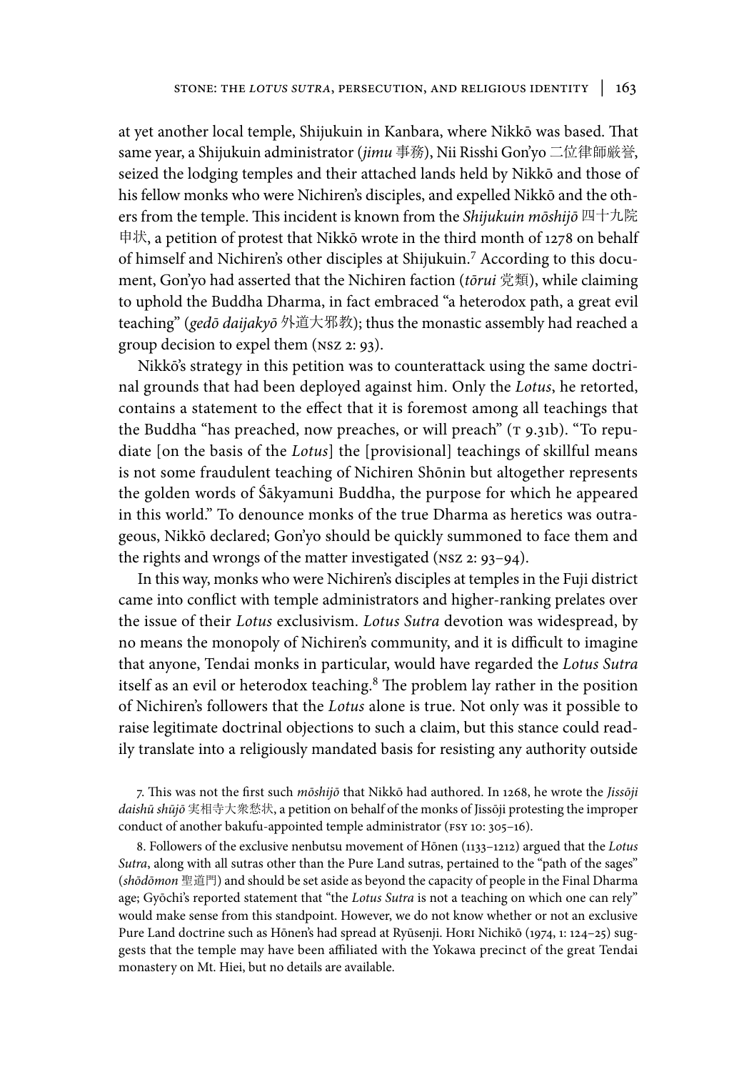at yet another local temple, Shijukuin in Kanbara, where Nikkō was based. That same year, a Shijukuin administrator (*jimu* 事務), Nii Risshi Gon'yo 二位律師厳誉, seized the lodging temples and their attached lands held by Nikkō and those of his fellow monks who were Nichiren's disciples, and expelled Nikkō and the others from the temple. This incident is known from the *Shijukuin mōshijō* 四十九院申状, a petition of protest that Nikkō wrote in the third month of 1278 on behalf of himself and Nichiren's other disciples at Shijukuin.[7] According to this document, Gon'yo had asserted that the Nichiren faction (*tōrui* 党類), while claiming to uphold the Buddha Dharma, in fact embraced "a heterodox path, a great evil teaching" (*gedō daijakyō* 外道大邪教); thus the monastic assembly had reached a group decision to expel them (NSZ 2: 93).

Nikkō's strategy in this petition was to counterattack using the same doctrinal grounds that had been deployed against him. Only the *Lotus*, he retorted, contains a statement to the effect that it is foremost among all teachings that the Buddha "has preached, now preaches, or will preach" (T 9.31b). "To repudiate [on the basis of the *Lotus*] the [provisional] teachings of skillful means is not some fraudulent teaching of Nichiren Shōnin but altogether represents the golden words of Śākyamuni Buddha, the purpose for which he appeared in this world." To denounce monks of the true Dharma as heretics was outrageous, Nikkō declared; Gon'yo should be quickly summoned to face them and the rights and wrongs of the matter investigated (NSZ 2: 93–94).

In this way, monks who were Nichiren's disciples at temples in the Fuji district came into conflict with temple administrators and higher-ranking prelates over the issue of their *Lotus* exclusivism. *Lotus Sutra* devotion was widespread, by no means the monopoly of Nichiren's community, and it is difficult to imagine that anyone, Tendai monks in particular, would have regarded the *Lotus Sutra* itself as an evil or heterodox teaching.[8] The problem lay rather in the position of Nichiren's followers that the *Lotus* alone is true. Not only was it possible to raise legitimate doctrinal objections to such a claim, but this stance could readily translate into a religiously mandated basis for resisting any authority outside

7. This was not the first such *mōshijō* that Nikkō had authored. In 1268, he wrote the *Jissōji daishū shūjō* 実相寺大衆愁状, a petition on behalf of the monks of Jissōji protesting the improper conduct of another bakufu-appointed temple administrator (FSY 10: 305–16).

8. Followers of the exclusive nenbutsu movement of Hōnen (1133–1212) argued that the *Lotus Sutra*, along with all sutras other than the Pure Land sutras, pertained to the "path of the sages" (*shōdōmon* 聖道門) and should be set aside as beyond the capacity of people in the Final Dharma age; Gyōchi's reported statement that "the *Lotus Sutra* is not a teaching on which one can rely" would make sense from this standpoint. However, we do not know whether or not an exclusive Pure Land doctrine such as Hōnen's had spread at Ryūsenji. Hori Nichikō (1974, 1: 124–25) suggests that the temple may have been affiliated with the Yokawa precinct of the great Tendai monastery on Mt. Hiei, but no details are available.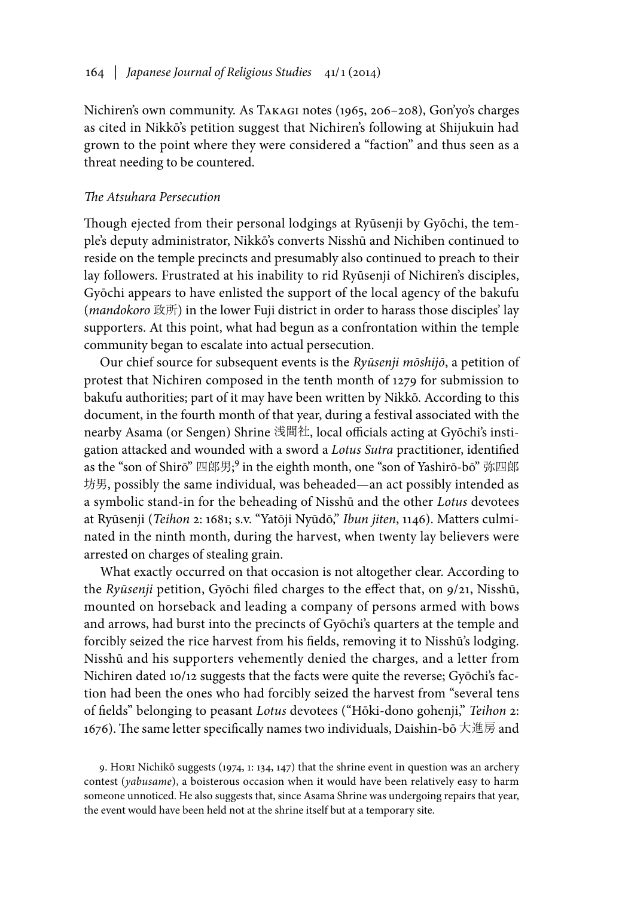Nichiren's own community. As Takagi notes (1965, 206–208), Gon'yo's charges as cited in Nikkō's petition suggest that Nichiren's following at Shijukuin had grown to the point where they were considered a "faction" and thus seen as a threat needing to be countered.

*The Atsuhara Persecution*

Though ejected from their personal lodgings at Ryūsenji by Gyōchi, the temple's deputy administrator, Nikkō's converts Nisshū and Nichiben continued to reside on the temple precincts and presumably also continued to preach to their lay followers. Frustrated at his inability to rid Ryūsenji of Nichiren's disciples, Gyōchi appears to have enlisted the support of the local agency of the bakufu (*mandokoro* 政所) in the lower Fuji district in order to harass those disciples' lay supporters. At this point, what had begun as a confrontation within the temple community began to escalate into actual persecution.

Our chief source for subsequent events is the *Ryūsenji mōshijō*, a petition of protest that Nichiren composed in the tenth month of 1279 for submission to bakufu authorities; part of it may have been written by Nikkō. According to this document, in the fourth month of that year, during a festival associated with the nearby Asama (or Sengen) Shrine 浅間社, local officials acting at Gyōchi's instigation attacked and wounded with a sword a *Lotus Sutra* practitioner, identified as the "son of Shirō" 四郎男;[9] in the eighth month, one "son of Yashirō-bō" 弥四郎坊男, possibly the same individual, was beheaded—an act possibly intended as a symbolic stand-in for the beheading of Nisshū and the other *Lotus* devotees at Ryūsenji (*Teihon* 2: 1681; s.v. "Yatōji Nyūdō," *Ibun jiten*, 1146). Matters culminated in the ninth month, during the harvest, when twenty lay believers were arrested on charges of stealing grain.

What exactly occurred on that occasion is not altogether clear. According to the *Ryūsenji* petition, Gyōchi filed charges to the effect that, on 9/21, Nisshū, mounted on horseback and leading a company of persons armed with bows and arrows, had burst into the precincts of Gyōchi's quarters at the temple and forcibly seized the rice harvest from his fields, removing it to Nisshū's lodging. Nisshū and his supporters vehemently denied the charges, and a letter from Nichiren dated 10/12 suggests that the facts were quite the reverse; Gyōchi's faction had been the ones who had forcibly seized the harvest from "several tens of fields" belonging to peasant *Lotus* devotees ("Hōki-dono gohenji," *Teihon* 2: 1676). The same letter specifically names two individuals, Daishin-bō 大進房 and

9. Hori Nichikō suggests (1974, 1: 134, 147) that the shrine event in question was an archery contest (*yabusame*), a boisterous occasion when it would have been relatively easy to harm someone unnoticed. He also suggests that, since Asama Shrine was undergoing repairs that year, the event would have been held not at the shrine itself but at a temporary site.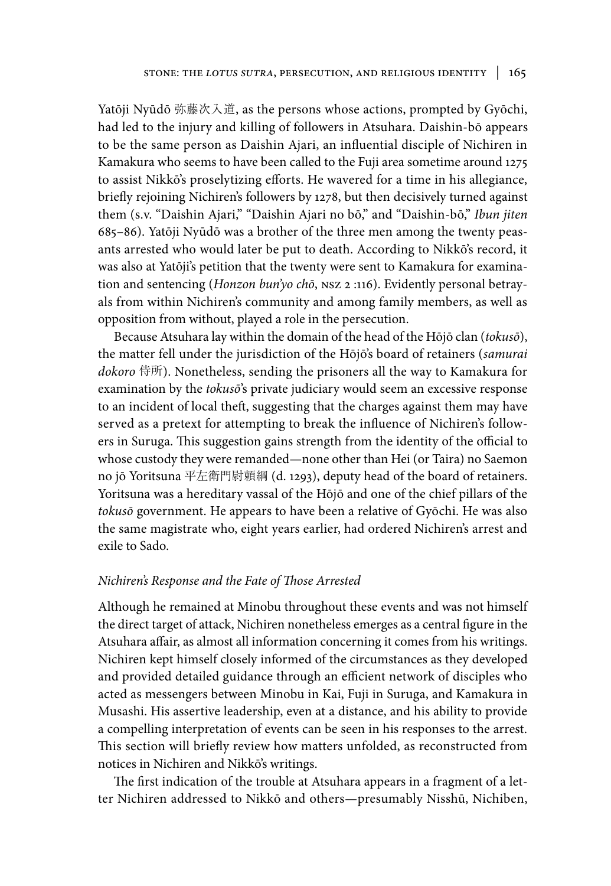Yatōji Nyūdō 弥藤次入道, as the persons whose actions, prompted by Gyōchi, had led to the injury and killing of followers in Atsuhara. Daishin-bō appears to be the same person as Daishin Ajari, an influential disciple of Nichiren in Kamakura who seems to have been called to the Fuji area sometime around 1275 to assist Nikkō's proselytizing efforts. He wavered for a time in his allegiance, briefly rejoining Nichiren's followers by 1278, but then decisively turned against them (s.v. "Daishin Ajari," "Daishin Ajari no bō," and "Daishin-bō," *Ibun jiten* 685–86). Yatōji Nyūdō was a brother of the three men among the twenty peasants arrested who would later be put to death. According to Nikkō's record, it was also at Yatōji's petition that the twenty were sent to Kamakura for examination and sentencing (*Honzon bun'yo chō*, NSZ 2 :116). Evidently personal betrayals from within Nichiren's community and among family members, as well as opposition from without, played a role in the persecution.

Because Atsuhara lay within the domain of the head of the Hōjō clan (*tokusō*), the matter fell under the jurisdiction of the Hōjō's board of retainers (*samurai dokoro* 侍所). Nonetheless, sending the prisoners all the way to Kamakura for examination by the *tokusō*'s private judiciary would seem an excessive response to an incident of local theft, suggesting that the charges against them may have served as a pretext for attempting to break the influence of Nichiren's followers in Suruga. This suggestion gains strength from the identity of the official to whose custody they were remanded—none other than Hei (or Taira) no Saemon no jō Yoritsuna 平左衛門尉頼綱 (d. 1293), deputy head of the board of retainers. Yoritsuna was a hereditary vassal of the Hōjō and one of the chief pillars of the *tokusō* government. He appears to have been a relative of Gyōchi. He was also the same magistrate who, eight years earlier, had ordered Nichiren's arrest and exile to Sado.

### *Nichiren's Response and the Fate of Those Arrested*

Although he remained at Minobu throughout these events and was not himself the direct target of attack, Nichiren nonetheless emerges as a central figure in the Atsuhara affair, as almost all information concerning it comes from his writings. Nichiren kept himself closely informed of the circumstances as they developed and provided detailed guidance through an efficient network of disciples who acted as messengers between Minobu in Kai, Fuji in Suruga, and Kamakura in Musashi. His assertive leadership, even at a distance, and his ability to provide a compelling interpretation of events can be seen in his responses to the arrest. This section will briefly review how matters unfolded, as reconstructed from notices in Nichiren and Nikkō's writings.

The first indication of the trouble at Atsuhara appears in a fragment of a letter Nichiren addressed to Nikkō and others—presumably Nisshū, Nichiben,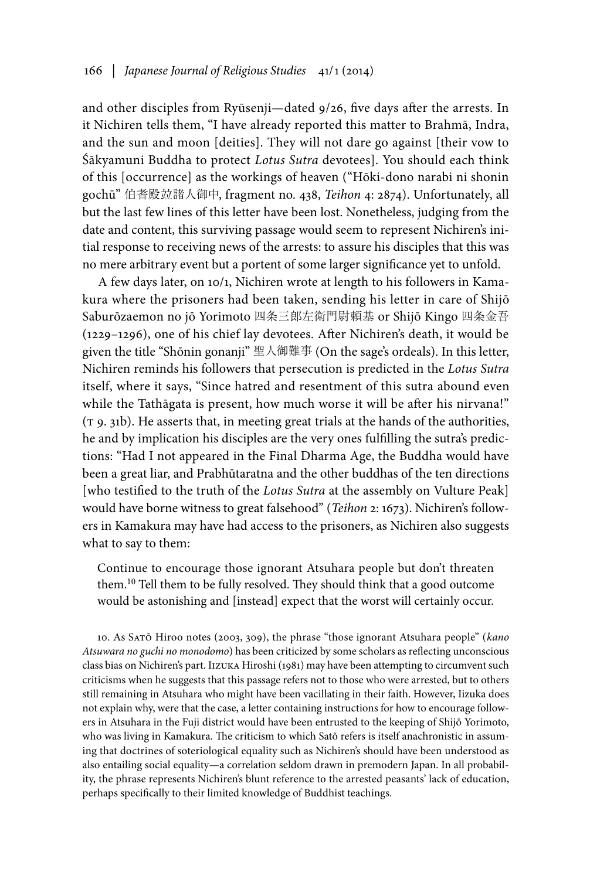and other disciples from Ryūsenji—dated 9/26, five days after the arrests. In it Nichiren tells them, "I have already reported this matter to Brahmā, Indra, and the sun and moon [deities]. They will not dare go against [their vow to Śākyamuni Buddha to protect *Lotus Sutra* devotees]. You should each think of this [occurrence] as the workings of heaven ("Hōki-dono narabi ni shonin gochū" 伯耆殿竝諸人御中, fragment no. 438, *Teihon* 4: 2874). Unfortunately, all but the last few lines of this letter have been lost. Nonetheless, judging from the date and content, this surviving passage would seem to represent Nichiren's initial response to receiving news of the arrests: to assure his disciples that this was no mere arbitrary event but a portent of some larger significance yet to unfold.

A few days later, on 10/1, Nichiren wrote at length to his followers in Kamakura where the prisoners had been taken, sending his letter in care of Shijō Saburōzaemon no jō Yorimoto 四条三郎左衛門尉頼基 or Shijō Kingo 四条金吾 (1229–1296), one of his chief lay devotees. After Nichiren's death, it would be given the title "Shōnin gonanji" 聖人御難事 (On the sage's ordeals). In this letter, Nichiren reminds his followers that persecution is predicted in the *Lotus Sutra* itself, where it says, "Since hatred and resentment of this sutra abound even while the Tathāgata is present, how much worse it will be after his nirvana!" (T 9. 31b). He asserts that, in meeting great trials at the hands of the authorities, he and by implication his disciples are the very ones fulfilling the sutra's predictions: "Had I not appeared in the Final Dharma Age, the Buddha would have been a great liar, and Prabhūtaratna and the other buddhas of the ten directions [who testified to the truth of the *Lotus Sutra* at the assembly on Vulture Peak] would have borne witness to great falsehood" (*Teihon* 2: 1673). Nichiren's followers in Kamakura may have had access to the prisoners, as Nichiren also suggests what to say to them:

> Continue to encourage those ignorant Atsuhara people but don't threaten them.[10] Tell them to be fully resolved. They should think that a good outcome would be astonishing and [instead] expect that the worst will certainly occur.

10. As Satō Hiroo notes (2003, 309), the phrase "those ignorant Atsuhara people" (*kano Atsuwara no guchi no monodomo*) has been criticized by some scholars as reflecting unconscious class bias on Nichiren's part. Iizuka Hiroshi (1981) may have been attempting to circumvent such criticisms when he suggests that this passage refers not to those who were arrested, but to others still remaining in Atsuhara who might have been vacillating in their faith. However, Iizuka does not explain why, were that the case, a letter containing instructions for how to encourage followers in Atsuhara in the Fuji district would have been entrusted to the keeping of Shijō Yorimoto, who was living in Kamakura. The criticism to which Satō refers is itself anachronistic in assuming that doctrines of soteriological equality such as Nichiren's should have been understood as also entailing social equality—a correlation seldom drawn in premodern Japan. In all probability, the phrase represents Nichiren's blunt reference to the arrested peasants' lack of education, perhaps specifically to their limited knowledge of Buddhist teachings.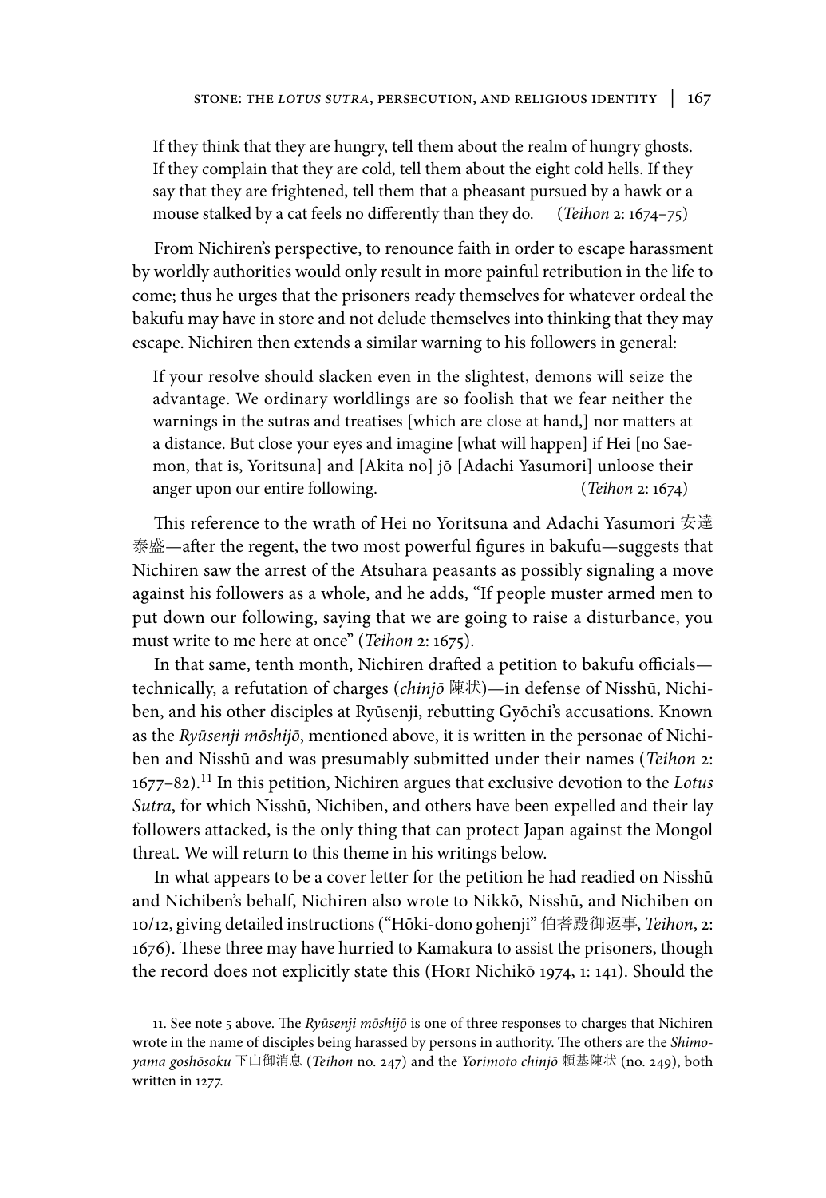> If they think that they are hungry, tell them about the realm of hungry ghosts. If they complain that they are cold, tell them about the eight cold hells. If they say that they are frightened, tell them that a pheasant pursued by a hawk or a mouse stalked by a cat feels no differently than they do. (*Teihon* 2: 1674–75)

From Nichiren's perspective, to renounce faith in order to escape harassment by worldly authorities would only result in more painful retribution in the life to come; thus he urges that the prisoners ready themselves for whatever ordeal the bakufu may have in store and not delude themselves into thinking that they may escape. Nichiren then extends a similar warning to his followers in general:

> If your resolve should slacken even in the slightest, demons will seize the advantage. We ordinary worldlings are so foolish that we fear neither the warnings in the sutras and treatises [which are close at hand,] nor matters at a distance. But close your eyes and imagine [what will happen] if Hei [no Saemon, that is, Yoritsuna] and [Akita no] jō [Adachi Yasumori] unloose their anger upon our entire following. (*Teihon* 2: 1674)

This reference to the wrath of Hei no Yoritsuna and Adachi Yasumori 安達泰盛—after the regent, the two most powerful figures in bakufu—suggests that Nichiren saw the arrest of the Atsuhara peasants as possibly signaling a move against his followers as a whole, and he adds, "If people muster armed men to put down our following, saying that we are going to raise a disturbance, you must write to me here at once" (*Teihon* 2: 1675).

In that same, tenth month, Nichiren drafted a petition to bakufu officials—technically, a refutation of charges (*chinjō* 陳状)—in defense of Nisshū, Nichiben, and his other disciples at Ryūsenji, rebutting Gyōchi's accusations. Known as the *Ryūsenji mōshijō*, mentioned above, it is written in the personae of Nichiben and Nisshū and was presumably submitted under their names (*Teihon* 2: 1677–82).[11] In this petition, Nichiren argues that exclusive devotion to the *Lotus Sutra*, for which Nisshū, Nichiben, and others have been expelled and their lay followers attacked, is the only thing that can protect Japan against the Mongol threat. We will return to this theme in his writings below.

In what appears to be a cover letter for the petition he had readied on Nisshū and Nichiben's behalf, Nichiren also wrote to Nikkō, Nisshū, and Nichiben on 10/12, giving detailed instructions ("Hōki-dono gohenji" 伯耆殿御返事, *Teihon*, 2: 1676). These three may have hurried to Kamakura to assist the prisoners, though the record does not explicitly state this (Hori Nichikō 1974, 1: 141). Should the

11. See note 5 above. The *Ryūsenji mōshijō* is one of three responses to charges that Nichiren wrote in the name of disciples being harassed by persons in authority. The others are the *Shimoyama goshōsoku* 下山御消息 (*Teihon* no. 247) and the *Yorimoto chinjō* 頼基陳状 (no. 249), both written in 1277.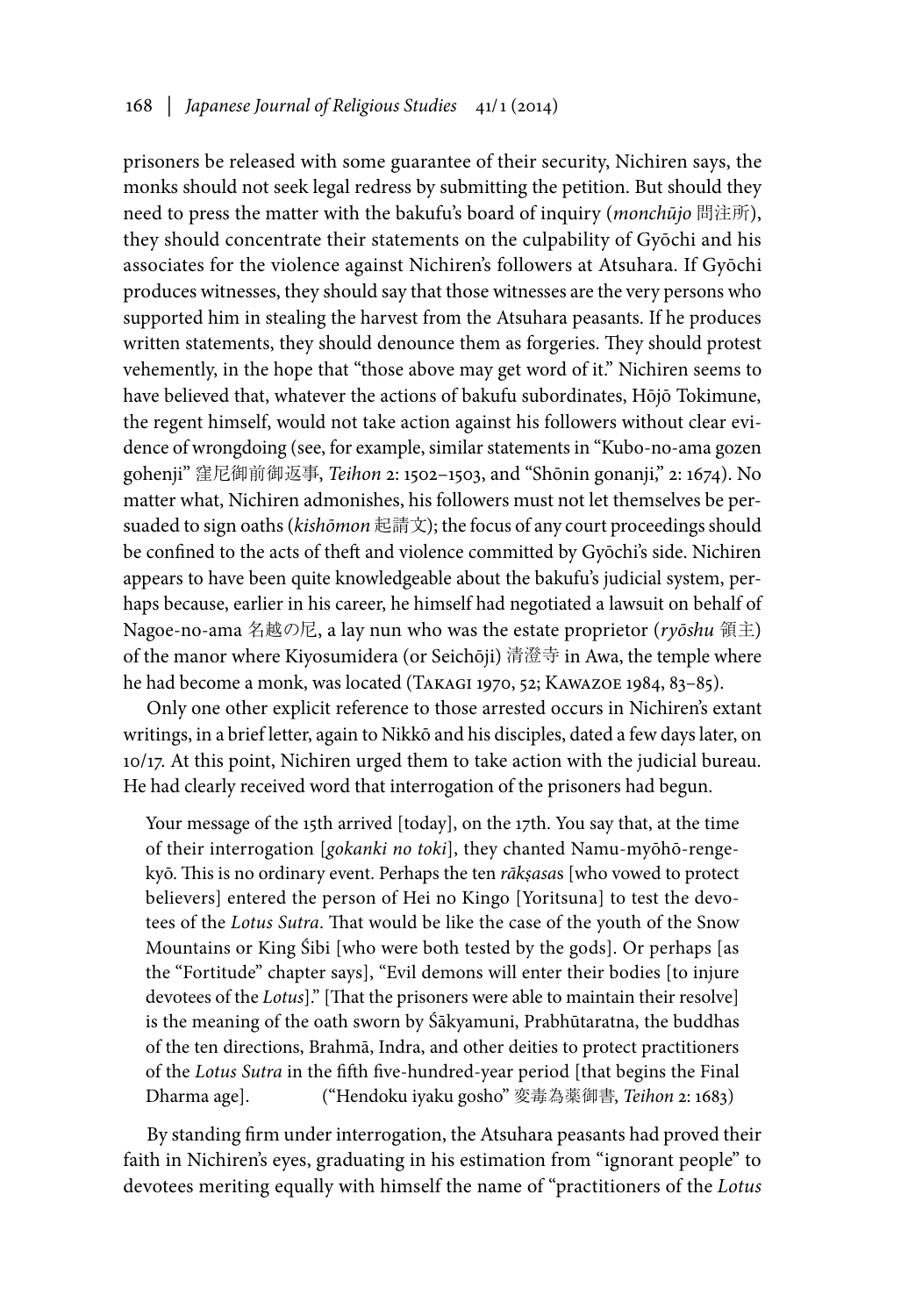prisoners be released with some guarantee of their security, Nichiren says, the monks should not seek legal redress by submitting the petition. But should they need to press the matter with the bakufu's board of inquiry (*monchūjo* 問注所), they should concentrate their statements on the culpability of Gyōchi and his associates for the violence against Nichiren's followers at Atsuhara. If Gyōchi produces witnesses, they should say that those witnesses are the very persons who supported him in stealing the harvest from the Atsuhara peasants. If he produces written statements, they should denounce them as forgeries. They should protest vehemently, in the hope that "those above may get word of it." Nichiren seems to have believed that, whatever the actions of bakufu subordinates, Hōjō Tokimune, the regent himself, would not take action against his followers without clear evidence of wrongdoing (see, for example, similar statements in "Kubo-no-ama gozen gohenji" 窪尼御前御返事, *Teihon* 2: 1502–1503, and "Shōnin gonanji," 2: 1674). No matter what, Nichiren admonishes, his followers must not let themselves be persuaded to sign oaths (*kishōmon* 起請文); the focus of any court proceedings should be confined to the acts of theft and violence committed by Gyōchi's side. Nichiren appears to have been quite knowledgeable about the bakufu's judicial system, perhaps because, earlier in his career, he himself had negotiated a lawsuit on behalf of Nagoe-no-ama 名越の尼, a lay nun who was the estate proprietor (*ryōshu* 領主) of the manor where Kiyosumidera (or Seichōji) 清澄寺 in Awa, the temple where he had become a monk, was located (Takagi 1970, 52; Kawazoe 1984, 83–85).

Only one other explicit reference to those arrested occurs in Nichiren's extant writings, in a brief letter, again to Nikkō and his disciples, dated a few days later, on 10/17. At this point, Nichiren urged them to take action with the judicial bureau. He had clearly received word that interrogation of the prisoners had begun.

> Your message of the 15th arrived [today], on the 17th. You say that, at the time of their interrogation [*gokanki no toki*], they chanted Namu-myōhō-renge-kyō. This is no ordinary event. Perhaps the ten *rākṣasa*s [who vowed to protect believers] entered the person of Hei no Kingo [Yoritsuna] to test the devotees of the *Lotus Sutra*. That would be like the case of the youth of the Snow Mountains or King Śibi [who were both tested by the gods]. Or perhaps [as the "Fortitude" chapter says], "Evil demons will enter their bodies [to injure devotees of the *Lotus*]." [That the prisoners were able to maintain their resolve] is the meaning of the oath sworn by Śākyamuni, Prabhūtaratna, the buddhas of the ten directions, Brahmā, Indra, and other deities to protect practitioners of the *Lotus Sutra* in the fifth five-hundred-year period [that begins the Final Dharma age]. ("Hendoku iyaku gosho" 変毒為薬御書, *Teihon* 2: 1683)

By standing firm under interrogation, the Atsuhara peasants had proved their faith in Nichiren's eyes, graduating in his estimation from "ignorant people" to devotees meriting equally with himself the name of "practitioners of the *Lotus*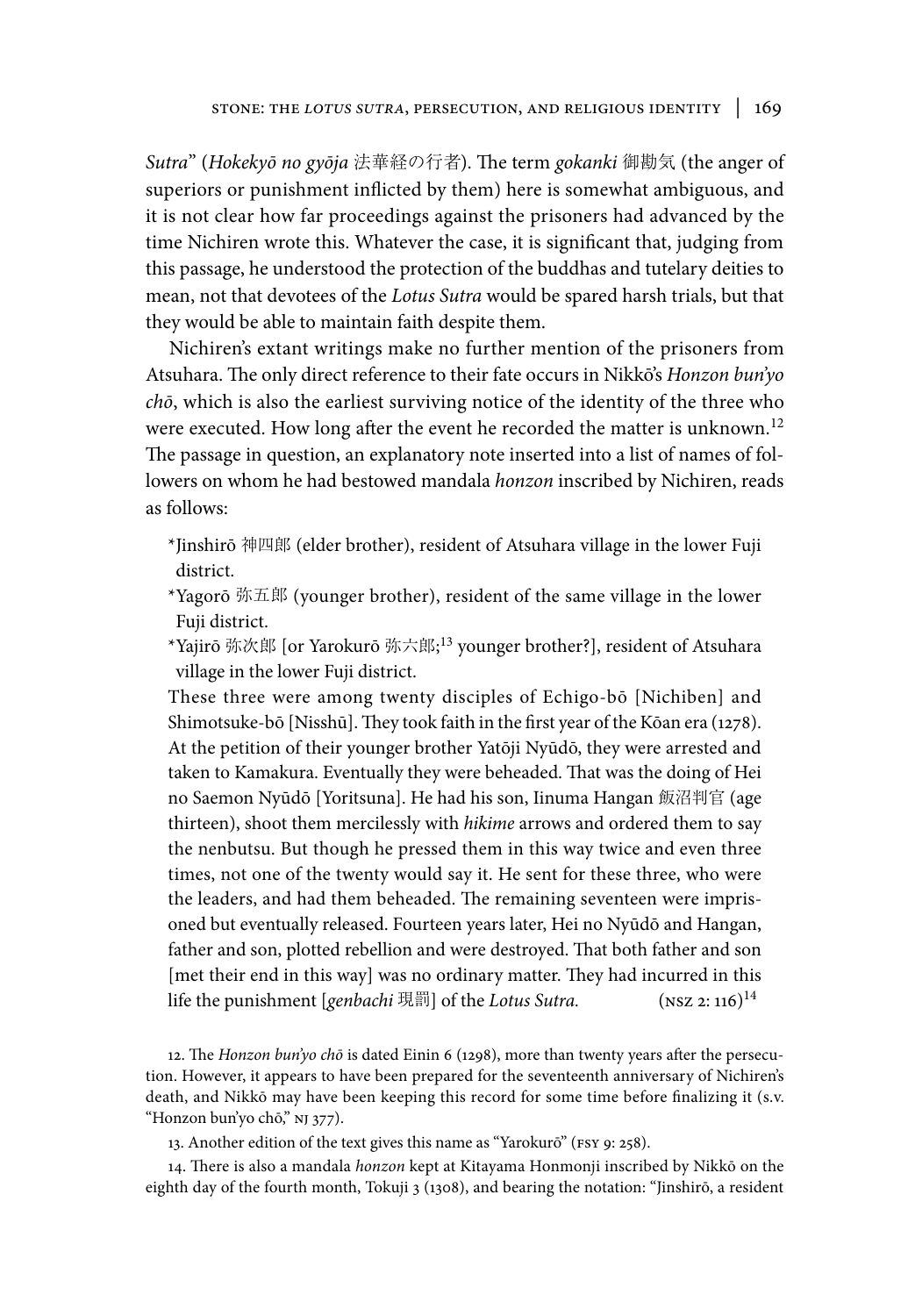*Sutra*" (*Hokekyō no gyōja* 法華経の行者). The term *gokanki* 御勘気 (the anger of superiors or punishment inflicted by them) here is somewhat ambiguous, and it is not clear how far proceedings against the prisoners had advanced by the time Nichiren wrote this. Whatever the case, it is significant that, judging from this passage, he understood the protection of the buddhas and tutelary deities to mean, not that devotees of the *Lotus Sutra* would be spared harsh trials, but that they would be able to maintain faith despite them.

Nichiren's extant writings make no further mention of the prisoners from Atsuhara. The only direct reference to their fate occurs in Nikkō's *Honzon bun'yo chō*, which is also the earliest surviving notice of the identity of the three who were executed. How long after the event he recorded the matter is unknown.[12] The passage in question, an explanatory note inserted into a list of names of followers on whom he had bestowed mandala *honzon* inscribed by Nichiren, reads as follows:

> *Jinshirō 神四郎 (elder brother), resident of Atsuhara village in the lower Fuji district.
>
> *Yagorō 弥五郎 (younger brother), resident of the same village in the lower Fuji district.
>
> *Yajirō 弥次郎 [or Yarokurō 弥六郎;[13] younger brother?], resident of Atsuhara village in the lower Fuji district.
>
> These three were among twenty disciples of Echigo-bō [Nichiben] and Shimotsuke-bō [Nisshū]. They took faith in the first year of the Kōan era (1278). At the petition of their younger brother Yatōji Nyūdō, they were arrested and taken to Kamakura. Eventually they were beheaded. That was the doing of Hei no Saemon Nyūdō [Yoritsuna]. He had his son, Iinuma Hangan 飯沼判官 (age thirteen), shoot them mercilessly with *hikime* arrows and ordered them to say the nenbutsu. But though he pressed them in this way twice and even three times, not one of the twenty would say it. He sent for these three, who were the leaders, and had them beheaded. The remaining seventeen were imprisoned but eventually released. Fourteen years later, Hei no Nyūdō and Hangan, father and son, plotted rebellion and were destroyed. That both father and son [met their end in this way] was no ordinary matter. They had incurred in this life the punishment [*genbachi* 現罰] of the *Lotus Sutra*. (NSZ 2: 116)[14]

12. The *Honzon bun'yo chō* is dated Einin 6 (1298), more than twenty years after the persecution. However, it appears to have been prepared for the seventeenth anniversary of Nichiren's death, and Nikkō may have been keeping this record for some time before finalizing it (s.v. "Honzon bun'yo chō," NJ 377).

13. Another edition of the text gives this name as "Yarokurō" (FSY 9: 258).

14. There is also a mandala *honzon* kept at Kitayama Honmonji inscribed by Nikkō on the eighth day of the fourth month, Tokuji 3 (1308), and bearing the notation: "Jinshirō, a resident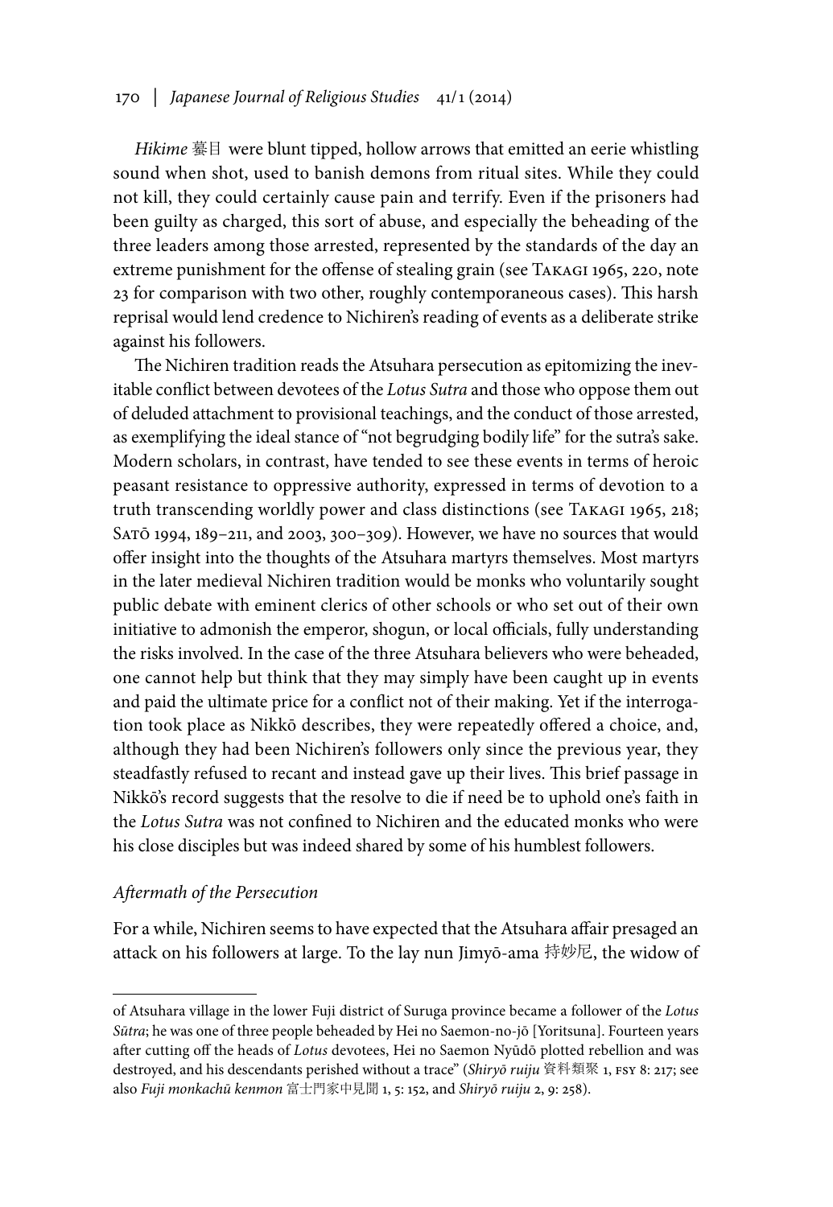*Hikime* 蟇目 were blunt tipped, hollow arrows that emitted an eerie whistling sound when shot, used to banish demons from ritual sites. While they could not kill, they could certainly cause pain and terrify. Even if the prisoners had been guilty as charged, this sort of abuse, and especially the beheading of the three leaders among those arrested, represented by the standards of the day an extreme punishment for the offense of stealing grain (see Takagi 1965, 220, note 23 for comparison with two other, roughly contemporaneous cases). This harsh reprisal would lend credence to Nichiren's reading of events as a deliberate strike against his followers.

The Nichiren tradition reads the Atsuhara persecution as epitomizing the inevitable conflict between devotees of the *Lotus Sutra* and those who oppose them out of deluded attachment to provisional teachings, and the conduct of those arrested, as exemplifying the ideal stance of "not begrudging bodily life" for the sutra's sake. Modern scholars, in contrast, have tended to see these events in terms of heroic peasant resistance to oppressive authority, expressed in terms of devotion to a truth transcending worldly power and class distinctions (see Takagi 1965, 218; Satō 1994, 189–211, and 2003, 300–309). However, we have no sources that would offer insight into the thoughts of the Atsuhara martyrs themselves. Most martyrs in the later medieval Nichiren tradition would be monks who voluntarily sought public debate with eminent clerics of other schools or who set out of their own initiative to admonish the emperor, shogun, or local officials, fully understanding the risks involved. In the case of the three Atsuhara believers who were beheaded, one cannot help but think that they may simply have been caught up in events and paid the ultimate price for a conflict not of their making. Yet if the interrogation took place as Nikkō describes, they were repeatedly offered a choice, and, although they had been Nichiren's followers only since the previous year, they steadfastly refused to recant and instead gave up their lives. This brief passage in Nikkō's record suggests that the resolve to die if need be to uphold one's faith in the *Lotus Sutra* was not confined to Nichiren and the educated monks who were his close disciples but was indeed shared by some of his humblest followers.

### *Aftermath of the Persecution*

For a while, Nichiren seems to have expected that the Atsuhara affair presaged an attack on his followers at large. To the lay nun Jimyō-ama 持妙尼, the widow of

---

of Atsuhara village in the lower Fuji district of Suruga province became a follower of the *Lotus Sūtra*; he was one of three people beheaded by Hei no Saemon-no-jō [Yoritsuna]. Fourteen years after cutting off the heads of *Lotus* devotees, Hei no Saemon Nyūdō plotted rebellion and was destroyed, and his descendants perished without a trace" (*Shiryō ruiju* 資料類聚 1, FSY 8: 217; see also *Fuji monkachū kenmon* 富士門家中見聞 1, 5: 152, and *Shiryō ruiju* 2, 9: 258).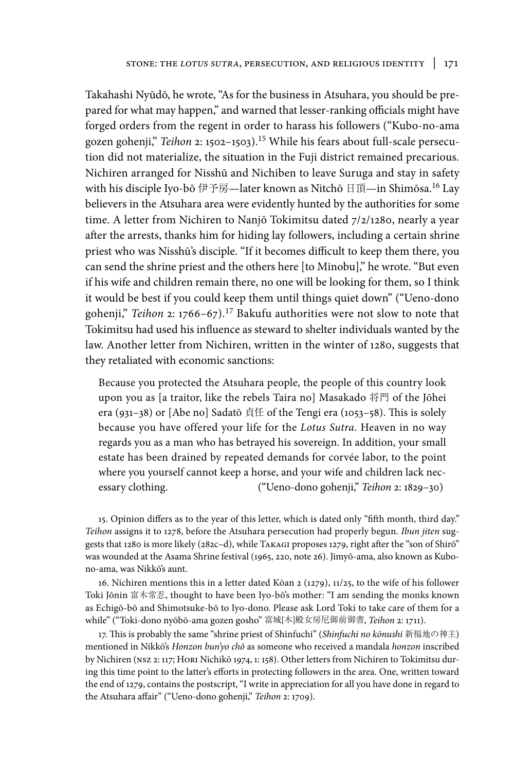Takahashi Nyūdō, he wrote, "As for the business in Atsuhara, you should be prepared for what may happen," and warned that lesser-ranking officials might have forged orders from the regent in order to harass his followers ("Kubo-no-ama gozen gohenji," *Teihon* 2: 1502–1503).[15] While his fears about full-scale persecution did not materialize, the situation in the Fuji district remained precarious. Nichiren arranged for Nisshū and Nichiben to leave Suruga and stay in safety with his disciple Iyo-bō 伊予房—later known as Nitchō 日頂—in Shimōsa.[16] Lay believers in the Atsuhara area were evidently hunted by the authorities for some time. A letter from Nichiren to Nanjō Tokimitsu dated 7/2/1280, nearly a year after the arrests, thanks him for hiding lay followers, including a certain shrine priest who was Nisshū's disciple. "If it becomes difficult to keep them there, you can send the shrine priest and the others here [to Minobu]," he wrote. "But even if his wife and children remain there, no one will be looking for them, so I think it would be best if you could keep them until things quiet down" ("Ueno-dono gohenji," *Teihon* 2: 1766–67).[17] Bakufu authorities were not slow to note that Tokimitsu had used his influence as steward to shelter individuals wanted by the law. Another letter from Nichiren, written in the winter of 1280, suggests that they retaliated with economic sanctions:

> Because you protected the Atsuhara people, the people of this country look upon you as [a traitor, like the rebels Taira no] Masakado 将門 of the Jōhei era (931–38) or [Abe no] Sadatō 貞任 of the Tengi era (1053–58). This is solely because you have offered your life for the *Lotus Sutra*. Heaven in no way regards you as a man who has betrayed his sovereign. In addition, your small estate has been drained by repeated demands for corvée labor, to the point where you yourself cannot keep a horse, and your wife and children lack necessary clothing. ("Ueno-dono gohenji," *Teihon* 2: 1829–30)

15. Opinion differs as to the year of this letter, which is dated only "fifth month, third day." *Teihon* assigns it to 1278, before the Atsuhara persecution had properly begun. *Ibun jiten* suggests that 1280 is more likely (282c–d), while Takagi proposes 1279, right after the "son of Shirō" was wounded at the Asama Shrine festival (1965, 220, note 26). Jimyō-ama, also known as Kubo-no-ama, was Nikkō's aunt.

16. Nichiren mentions this in a letter dated Kōan 2 (1279), 11/25, to the wife of his follower Toki Jōnin 富木常忍, thought to have been Iyo-bō's mother: "I am sending the monks known as Echigō-bō and Shimotsuke-bō to Iyo-dono. Please ask Lord Toki to take care of them for a while" ("Toki-dono nyōbō-ama gozen gosho" 富城[木]殿女房尼御前御書, *Teihon* 2: 1711).

17. This is probably the same "shrine priest of Shinfuchi" (*Shinfuchi no kōnushi* 新福地の神主) mentioned in Nikkō's *Honzon bun'yo chō* as someone who received a mandala *honzon* inscribed by Nichiren (NSZ 2: 117; Hori Nichikō 1974, 1: 158). Other letters from Nichiren to Tokimitsu during this time point to the latter's efforts in protecting followers in the area. One, written toward the end of 1279, contains the postscript, "I write in appreciation for all you have done in regard to the Atsuhara affair" ("Ueno-dono gohenji," *Teihon* 2: 1709).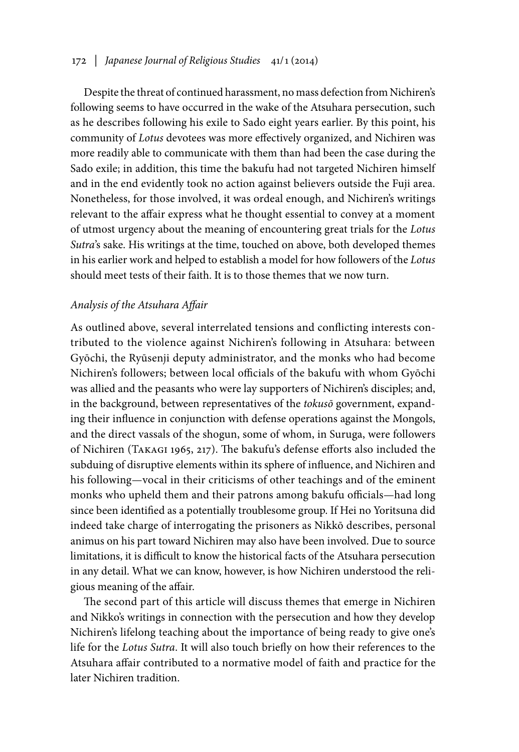Despite the threat of continued harassment, no mass defection from Nichiren's following seems to have occurred in the wake of the Atsuhara persecution, such as he describes following his exile to Sado eight years earlier. By this point, his community of *Lotus* devotees was more effectively organized, and Nichiren was more readily able to communicate with them than had been the case during the Sado exile; in addition, this time the bakufu had not targeted Nichiren himself and in the end evidently took no action against believers outside the Fuji area. Nonetheless, for those involved, it was ordeal enough, and Nichiren's writings relevant to the affair express what he thought essential to convey at a moment of utmost urgency about the meaning of encountering great trials for the *Lotus Sutra*'s sake. His writings at the time, touched on above, both developed themes in his earlier work and helped to establish a model for how followers of the *Lotus* should meet tests of their faith. It is to those themes that we now turn.

### *Analysis of the Atsuhara Affair*

As outlined above, several interrelated tensions and conflicting interests contributed to the violence against Nichiren's following in Atsuhara: between Gyōchi, the Ryūsenji deputy administrator, and the monks who had become Nichiren's followers; between local officials of the bakufu with whom Gyōchi was allied and the peasants who were lay supporters of Nichiren's disciples; and, in the background, between representatives of the *tokusō* government, expanding their influence in conjunction with defense operations against the Mongols, and the direct vassals of the shogun, some of whom, in Suruga, were followers of Nichiren (Takagi 1965, 217). The bakufu's defense efforts also included the subduing of disruptive elements within its sphere of influence, and Nichiren and his following—vocal in their criticisms of other teachings and of the eminent monks who upheld them and their patrons among bakufu officials—had long since been identified as a potentially troublesome group. If Hei no Yoritsuna did indeed take charge of interrogating the prisoners as Nikkō describes, personal animus on his part toward Nichiren may also have been involved. Due to source limitations, it is difficult to know the historical facts of the Atsuhara persecution in any detail. What we can know, however, is how Nichiren understood the religious meaning of the affair.

The second part of this article will discuss themes that emerge in Nichiren and Nikko's writings in connection with the persecution and how they develop Nichiren's lifelong teaching about the importance of being ready to give one's life for the *Lotus Sutra*. It will also touch briefly on how their references to the Atsuhara affair contributed to a normative model of faith and practice for the later Nichiren tradition.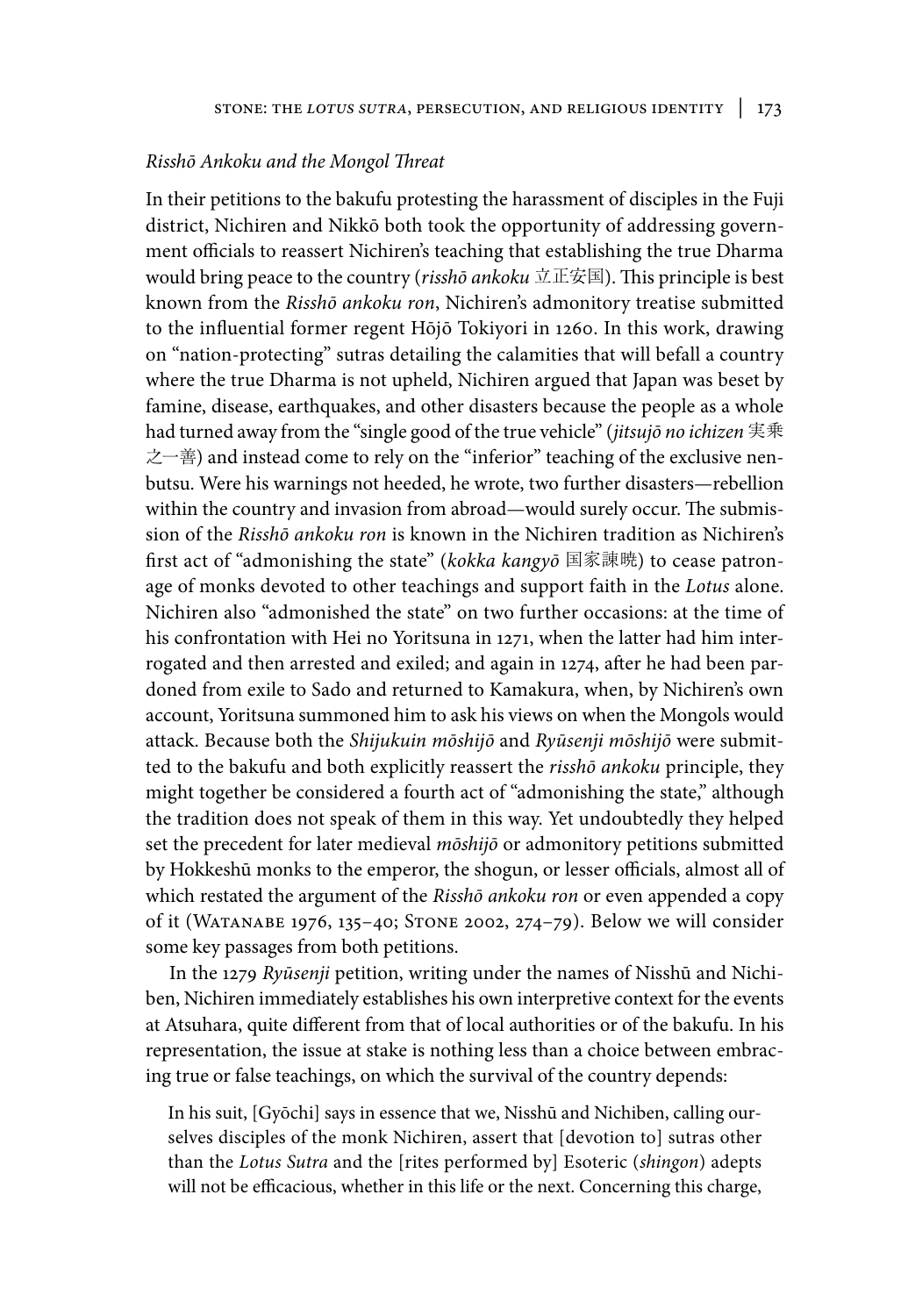*Risshō Ankoku and the Mongol Threat*

In their petitions to the bakufu protesting the harassment of disciples in the Fuji district, Nichiren and Nikkō both took the opportunity of addressing government officials to reassert Nichiren's teaching that establishing the true Dharma would bring peace to the country (*risshō ankoku* 立正安国). This principle is best known from the *Risshō ankoku ron*, Nichiren's admonitory treatise submitted to the influential former regent Hōjō Tokiyori in 1260. In this work, drawing on "nation-protecting" sutras detailing the calamities that will befall a country where the true Dharma is not upheld, Nichiren argued that Japan was beset by famine, disease, earthquakes, and other disasters because the people as a whole had turned away from the "single good of the true vehicle" (*jitsujō no ichizen* 実乗之一善) and instead come to rely on the "inferior" teaching of the exclusive nenbutsu. Were his warnings not heeded, he wrote, two further disasters—rebellion within the country and invasion from abroad—would surely occur. The submission of the *Risshō ankoku ron* is known in the Nichiren tradition as Nichiren's first act of "admonishing the state" (*kokka kangyō* 国家諫暁) to cease patronage of monks devoted to other teachings and support faith in the *Lotus* alone. Nichiren also "admonished the state" on two further occasions: at the time of his confrontation with Hei no Yoritsuna in 1271, when the latter had him interrogated and then arrested and exiled; and again in 1274, after he had been pardoned from exile to Sado and returned to Kamakura, when, by Nichiren's own account, Yoritsuna summoned him to ask his views on when the Mongols would attack. Because both the *Shijukuin mōshijō* and *Ryūsenji mōshijō* were submitted to the bakufu and both explicitly reassert the *risshō ankoku* principle, they might together be considered a fourth act of "admonishing the state," although the tradition does not speak of them in this way. Yet undoubtedly they helped set the precedent for later medieval *mōshijō* or admonitory petitions submitted by Hokkeshū monks to the emperor, the shogun, or lesser officials, almost all of which restated the argument of the *Risshō ankoku ron* or even appended a copy of it (Watanabe 1976, 135–40; Stone 2002, 274–79). Below we will consider some key passages from both petitions.

In the 1279 *Ryūsenji* petition, writing under the names of Nisshū and Nichiben, Nichiren immediately establishes his own interpretive context for the events at Atsuhara, quite different from that of local authorities or of the bakufu. In his representation, the issue at stake is nothing less than a choice between embracing true or false teachings, on which the survival of the country depends:

> In his suit, [Gyōchi] says in essence that we, Nisshū and Nichiben, calling ourselves disciples of the monk Nichiren, assert that [devotion to] sutras other than the *Lotus Sutra* and the [rites performed by] Esoteric (*shingon*) adepts will not be efficacious, whether in this life or the next. Concerning this charge,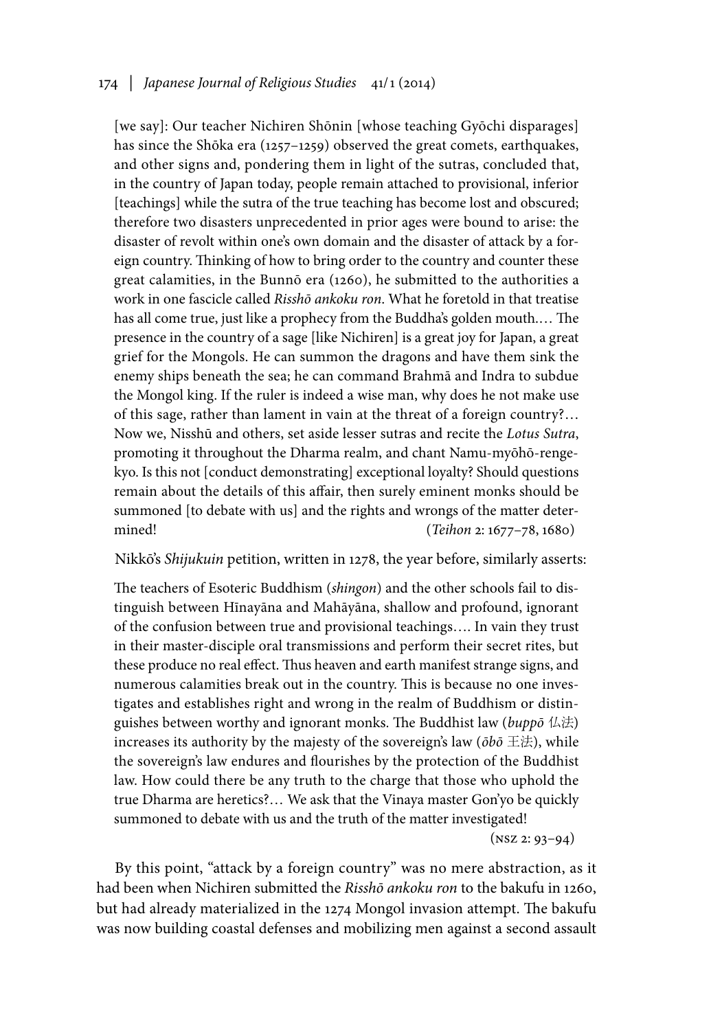[we say]: Our teacher Nichiren Shōnin [whose teaching Gyōchi disparages] has since the Shōka era (1257–1259) observed the great comets, earthquakes, and other signs and, pondering them in light of the sutras, concluded that, in the country of Japan today, people remain attached to provisional, inferior [teachings] while the sutra of the true teaching has become lost and obscured; therefore two disasters unprecedented in prior ages were bound to arise: the disaster of revolt within one's own domain and the disaster of attack by a foreign country. Thinking of how to bring order to the country and counter these great calamities, in the Bunnō era (1260), he submitted to the authorities a work in one fascicle called *Risshō ankoku ron*. What he foretold in that treatise has all come true, just like a prophecy from the Buddha's golden mouth.… The presence in the country of a sage [like Nichiren] is a great joy for Japan, a great grief for the Mongols. He can summon the dragons and have them sink the enemy ships beneath the sea; he can command Brahmā and Indra to subdue the Mongol king. If the ruler is indeed a wise man, why does he not make use of this sage, rather than lament in vain at the threat of a foreign country?… Now we, Nisshū and others, set aside lesser sutras and recite the *Lotus Sutra*, promoting it throughout the Dharma realm, and chant Namu-myōhō-renge-kyo. Is this not [conduct demonstrating] exceptional loyalty? Should questions remain about the details of this affair, then surely eminent monks should be summoned [to debate with us] and the rights and wrongs of the matter determined! (*Teihon* 2: 1677–78, 1680)

Nikkō's *Shijukuin* petition, written in 1278, the year before, similarly asserts:

> The teachers of Esoteric Buddhism (*shingon*) and the other schools fail to distinguish between Hīnayāna and Mahāyāna, shallow and profound, ignorant of the confusion between true and provisional teachings…. In vain they trust in their master-disciple oral transmissions and perform their secret rites, but these produce no real effect. Thus heaven and earth manifest strange signs, and numerous calamities break out in the country. This is because no one investigates and establishes right and wrong in the realm of Buddhism or distinguishes between worthy and ignorant monks. The Buddhist law (*buppō* 仏法) increases its authority by the majesty of the sovereign's law (*ōbō* 王法), while the sovereign's law endures and flourishes by the protection of the Buddhist law. How could there be any truth to the charge that those who uphold the true Dharma are heretics?… We ask that the Vinaya master Gon'yo be quickly summoned to debate with us and the truth of the matter investigated! (NSZ 2: 93–94)

By this point, "attack by a foreign country" was no mere abstraction, as it had been when Nichiren submitted the *Risshō ankoku ron* to the bakufu in 1260, but had already materialized in the 1274 Mongol invasion attempt. The bakufu was now building coastal defenses and mobilizing men against a second assault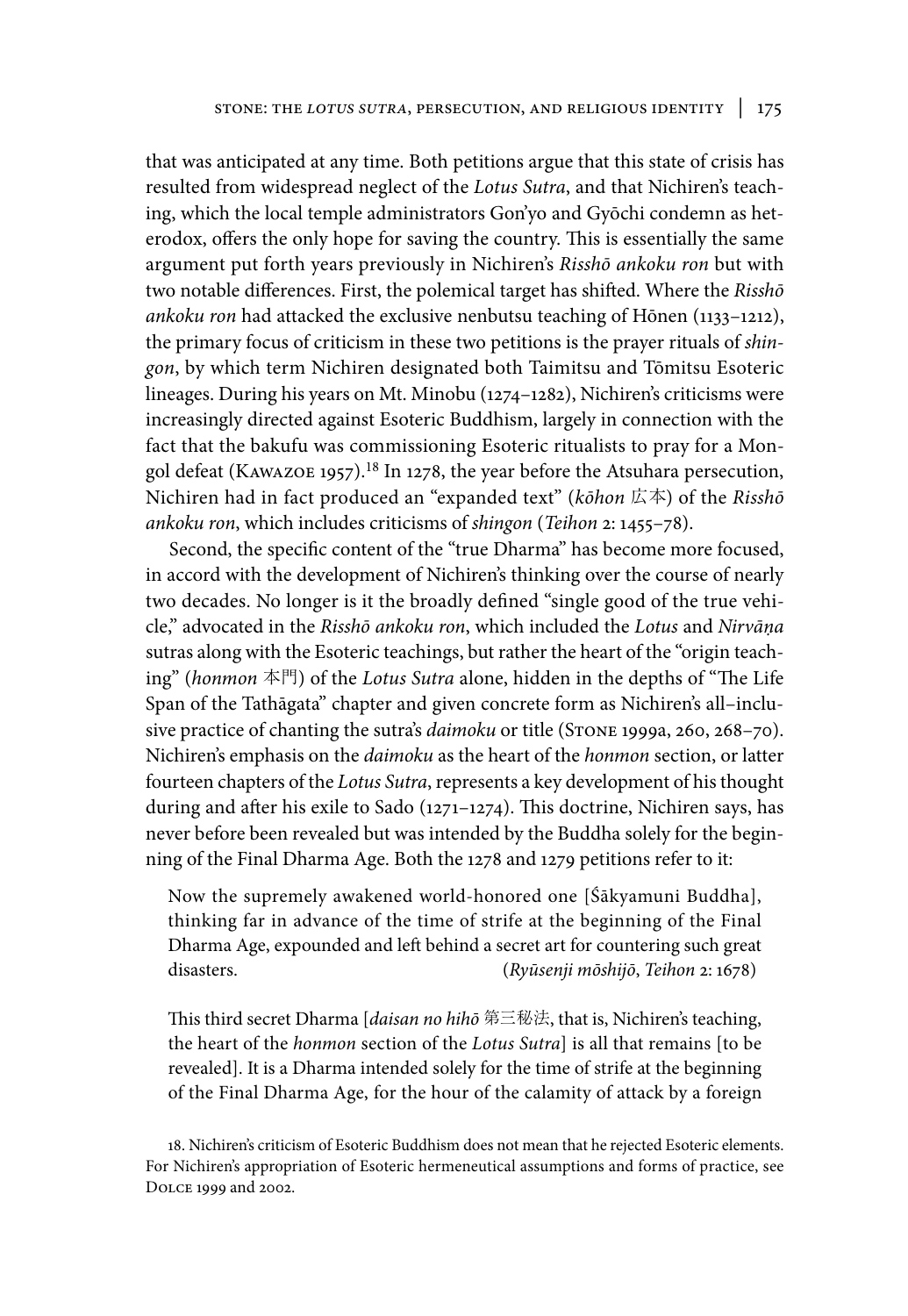that was anticipated at any time. Both petitions argue that this state of crisis has resulted from widespread neglect of the *Lotus Sutra*, and that Nichiren's teaching, which the local temple administrators Gon'yo and Gyōchi condemn as heterodox, offers the only hope for saving the country. This is essentially the same argument put forth years previously in Nichiren's *Risshō ankoku ron* but with two notable differences. First, the polemical target has shifted. Where the *Risshō ankoku ron* had attacked the exclusive nenbutsu teaching of Hōnen (1133–1212), the primary focus of criticism in these two petitions is the prayer rituals of *shingon*, by which term Nichiren designated both Taimitsu and Tōmitsu Esoteric lineages. During his years on Mt. Minobu (1274–1282), Nichiren's criticisms were increasingly directed against Esoteric Buddhism, largely in connection with the fact that the bakufu was commissioning Esoteric ritualists to pray for a Mongol defeat (Kawazoe 1957).[18] In 1278, the year before the Atsuhara persecution, Nichiren had in fact produced an "expanded text" (*kōhon* 広本) of the *Risshō ankoku ron*, which includes criticisms of *shingon* (*Teihon* 2: 1455–78).

Second, the specific content of the "true Dharma" has become more focused, in accord with the development of Nichiren's thinking over the course of nearly two decades. No longer is it the broadly defined "single good of the true vehicle," advocated in the *Risshō ankoku ron*, which included the *Lotus* and *Nirvāṇa* sutras along with the Esoteric teachings, but rather the heart of the "origin teaching" (*honmon* 本門) of the *Lotus Sutra* alone, hidden in the depths of "The Life Span of the Tathāgata" chapter and given concrete form as Nichiren's all–inclusive practice of chanting the sutra's *daimoku* or title (Stone 1999a, 260, 268–70). Nichiren's emphasis on the *daimoku* as the heart of the *honmon* section, or latter fourteen chapters of the *Lotus Sutra*, represents a key development of his thought during and after his exile to Sado (1271–1274). This doctrine, Nichiren says, has never before been revealed but was intended by the Buddha solely for the beginning of the Final Dharma Age. Both the 1278 and 1279 petitions refer to it:

> Now the supremely awakened world-honored one [Śākyamuni Buddha], thinking far in advance of the time of strife at the beginning of the Final Dharma Age, expounded and left behind a secret art for countering such great disasters. (*Ryūsenji mōshijō*, *Teihon* 2: 1678)

> This third secret Dharma [*daisan no hihō* 第三秘法, that is, Nichiren's teaching, the heart of the *honmon* section of the *Lotus Sutra*] is all that remains [to be revealed]. It is a Dharma intended solely for the time of strife at the beginning of the Final Dharma Age, for the hour of the calamity of attack by a foreign

18. Nichiren's criticism of Esoteric Buddhism does not mean that he rejected Esoteric elements. For Nichiren's appropriation of Esoteric hermeneutical assumptions and forms of practice, see Dolce 1999 and 2002.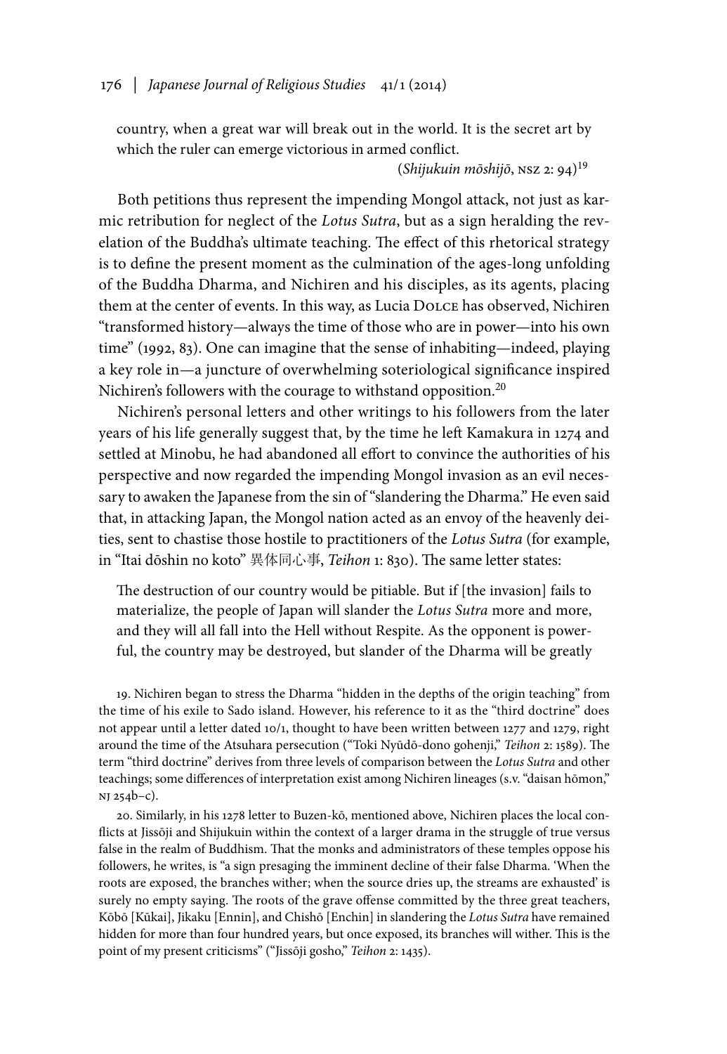country, when a great war will break out in the world. It is the secret art by which the ruler can emerge victorious in armed conflict.

(*Shijukuin mōshijō*, NSZ 2: 94)[19]

Both petitions thus represent the impending Mongol attack, not just as karmic retribution for neglect of the *Lotus Sutra*, but as a sign heralding the revelation of the Buddha's ultimate teaching. The effect of this rhetorical strategy is to define the present moment as the culmination of the ages-long unfolding of the Buddha Dharma, and Nichiren and his disciples, as its agents, placing them at the center of events. In this way, as Lucia Dolce has observed, Nichiren "transformed history—always the time of those who are in power—into his own time" (1992, 83). One can imagine that the sense of inhabiting—indeed, playing a key role in—a juncture of overwhelming soteriological significance inspired Nichiren's followers with the courage to withstand opposition.[20]

Nichiren's personal letters and other writings to his followers from the later years of his life generally suggest that, by the time he left Kamakura in 1274 and settled at Minobu, he had abandoned all effort to convince the authorities of his perspective and now regarded the impending Mongol invasion as an evil necessary to awaken the Japanese from the sin of "slandering the Dharma." He even said that, in attacking Japan, the Mongol nation acted as an envoy of the heavenly deities, sent to chastise those hostile to practitioners of the *Lotus Sutra* (for example, in "Itai dōshin no koto" 異体同心事, *Teihon* 1: 830). The same letter states:

> The destruction of our country would be pitiable. But if [the invasion] fails to materialize, the people of Japan will slander the *Lotus Sutra* more and more, and they will all fall into the Hell without Respite. As the opponent is powerful, the country may be destroyed, but slander of the Dharma will be greatly

19. Nichiren began to stress the Dharma "hidden in the depths of the origin teaching" from the time of his exile to Sado island. However, his reference to it as the "third doctrine" does not appear until a letter dated 10/1, thought to have been written between 1277 and 1279, right around the time of the Atsuhara persecution ("Toki Nyūdō-dono gohenji," *Teihon* 2: 1589). The term "third doctrine" derives from three levels of comparison between the *Lotus Sutra* and other teachings; some differences of interpretation exist among Nichiren lineages (s.v. "daisan hōmon," NJ 254b–c).

20. Similarly, in his 1278 letter to Buzen-kō, mentioned above, Nichiren places the local conflicts at Jissōji and Shijukuin within the context of a larger drama in the struggle of true versus false in the realm of Buddhism. That the monks and administrators of these temples oppose his followers, he writes, is "a sign presaging the imminent decline of their false Dharma. 'When the roots are exposed, the branches wither; when the source dries up, the streams are exhausted' is surely no empty saying. The roots of the grave offense committed by the three great teachers, Kōbō [Kūkai], Jikaku [Ennin], and Chishō [Enchin] in slandering the *Lotus Sutra* have remained hidden for more than four hundred years, but once exposed, its branches will wither. This is the point of my present criticisms" ("Jissōji gosho," *Teihon* 2: 1435).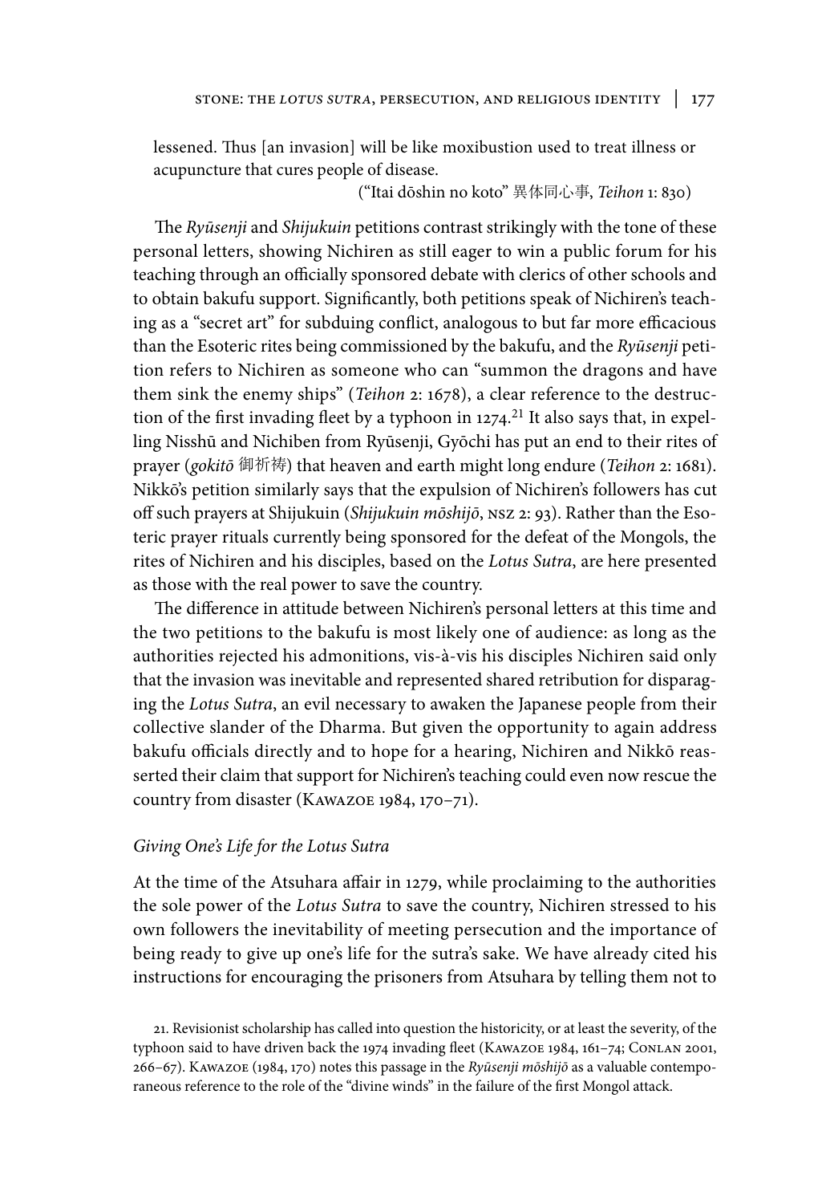lessened. Thus [an invasion] will be like moxibustion used to treat illness or acupuncture that cures people of disease.

("Itai dōshin no koto" 異体同心事, *Teihon* 1: 830)

The *Ryūsenji* and *Shijukuin* petitions contrast strikingly with the tone of these personal letters, showing Nichiren as still eager to win a public forum for his teaching through an officially sponsored debate with clerics of other schools and to obtain bakufu support. Significantly, both petitions speak of Nichiren's teaching as a "secret art" for subduing conflict, analogous to but far more efficacious than the Esoteric rites being commissioned by the bakufu, and the *Ryūsenji* petition refers to Nichiren as someone who can "summon the dragons and have them sink the enemy ships" (*Teihon* 2: 1678), a clear reference to the destruction of the first invading fleet by a typhoon in 1274.[21] It also says that, in expelling Nisshū and Nichiben from Ryūsenji, Gyōchi has put an end to their rites of prayer (*gokitō* 御祈祷) that heaven and earth might long endure (*Teihon* 2: 1681). Nikkō's petition similarly says that the expulsion of Nichiren's followers has cut off such prayers at Shijukuin (*Shijukuin mōshijō*, NSZ 2: 93). Rather than the Esoteric prayer rituals currently being sponsored for the defeat of the Mongols, the rites of Nichiren and his disciples, based on the *Lotus Sutra*, are here presented as those with the real power to save the country.

The difference in attitude between Nichiren's personal letters at this time and the two petitions to the bakufu is most likely one of audience: as long as the authorities rejected his admonitions, vis-à-vis his disciples Nichiren said only that the invasion was inevitable and represented shared retribution for disparaging the *Lotus Sutra*, an evil necessary to awaken the Japanese people from their collective slander of the Dharma. But given the opportunity to again address bakufu officials directly and to hope for a hearing, Nichiren and Nikkō reasserted their claim that support for Nichiren's teaching could even now rescue the country from disaster (Kawazoe 1984, 170–71).

### *Giving One's Life for the Lotus Sutra*

At the time of the Atsuhara affair in 1279, while proclaiming to the authorities the sole power of the *Lotus Sutra* to save the country, Nichiren stressed to his own followers the inevitability of meeting persecution and the importance of being ready to give up one's life for the sutra's sake. We have already cited his instructions for encouraging the prisoners from Atsuhara by telling them not to

21. Revisionist scholarship has called into question the historicity, or at least the severity, of the typhoon said to have driven back the 1974 invading fleet (Kawazoe 1984, 161–74; Conlan 2001, 266–67). Kawazoe (1984, 170) notes this passage in the *Ryūsenji mōshijō* as a valuable contemporaneous reference to the role of the "divine winds" in the failure of the first Mongol attack.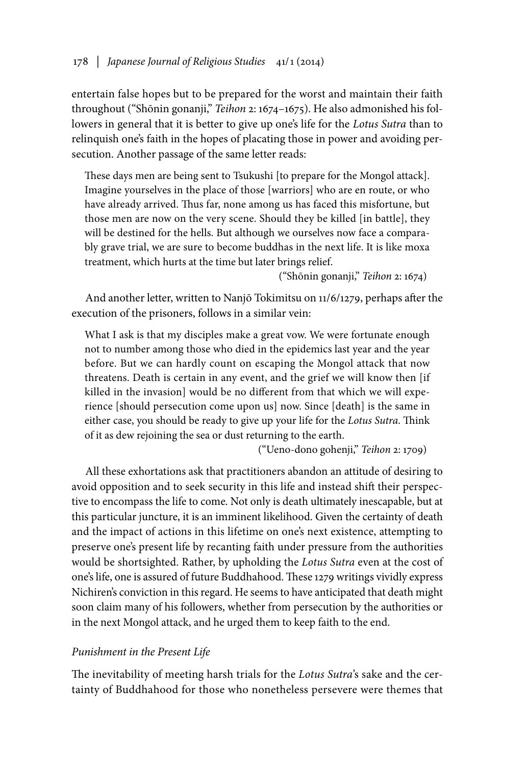entertain false hopes but to be prepared for the worst and maintain their faith throughout ("Shōnin gonanji," *Teihon* 2: 1674–1675). He also admonished his followers in general that it is better to give up one's life for the *Lotus Sutra* than to relinquish one's faith in the hopes of placating those in power and avoiding persecution. Another passage of the same letter reads:

> These days men are being sent to Tsukushi [to prepare for the Mongol attack]. Imagine yourselves in the place of those [warriors] who are en route, or who have already arrived. Thus far, none among us has faced this misfortune, but those men are now on the very scene. Should they be killed [in battle], they will be destined for the hells. But although we ourselves now face a comparably grave trial, we are sure to become buddhas in the next life. It is like moxa treatment, which hurts at the time but later brings relief.
>
> ("Shōnin gonanji," *Teihon* 2: 1674)

And another letter, written to Nanjō Tokimitsu on 11/6/1279, perhaps after the execution of the prisoners, follows in a similar vein:

> What I ask is that my disciples make a great vow. We were fortunate enough not to number among those who died in the epidemics last year and the year before. But we can hardly count on escaping the Mongol attack that now threatens. Death is certain in any event, and the grief we will know then [if killed in the invasion] would be no different from that which we will experience [should persecution come upon us] now. Since [death] is the same in either case, you should be ready to give up your life for the *Lotus Sutra*. Think of it as dew rejoining the sea or dust returning to the earth.
>
> ("Ueno-dono gohenji," *Teihon* 2: 1709)

All these exhortations ask that practitioners abandon an attitude of desiring to avoid opposition and to seek security in this life and instead shift their perspective to encompass the life to come. Not only is death ultimately inescapable, but at this particular juncture, it is an imminent likelihood. Given the certainty of death and the impact of actions in this lifetime on one's next existence, attempting to preserve one's present life by recanting faith under pressure from the authorities would be shortsighted. Rather, by upholding the *Lotus Sutra* even at the cost of one's life, one is assured of future Buddhahood. These 1279 writings vividly express Nichiren's conviction in this regard. He seems to have anticipated that death might soon claim many of his followers, whether from persecution by the authorities or in the next Mongol attack, and he urged them to keep faith to the end.

### *Punishment in the Present Life*

The inevitability of meeting harsh trials for the *Lotus Sutra*'s sake and the certainty of Buddhahood for those who nonetheless persevere were themes that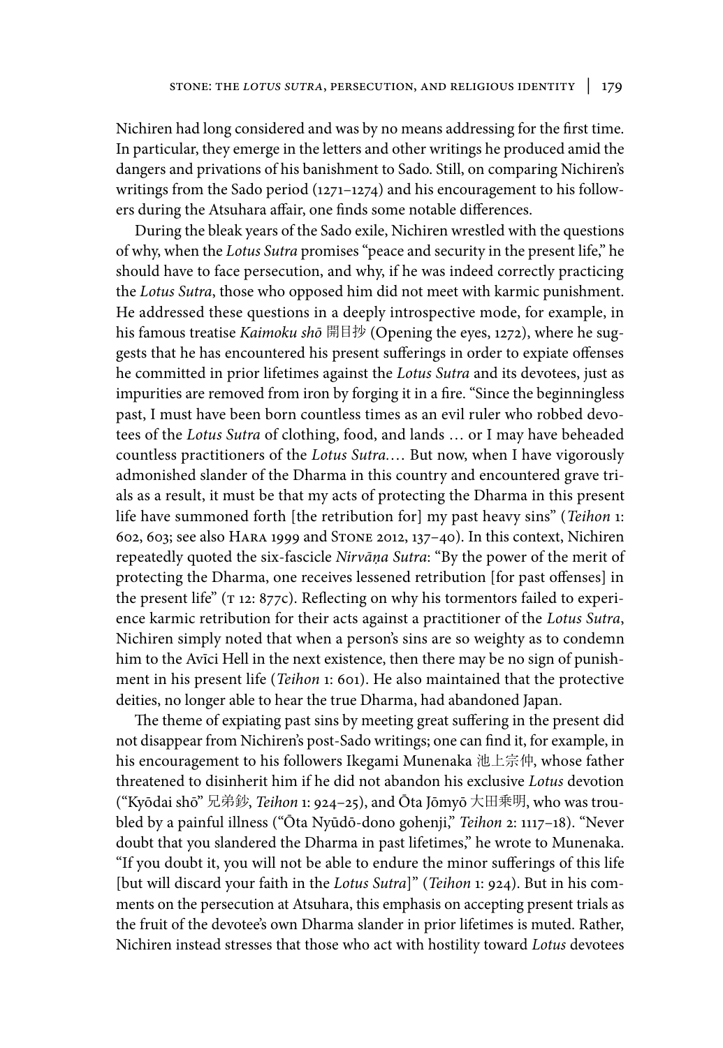Nichiren had long considered and was by no means addressing for the first time. In particular, they emerge in the letters and other writings he produced amid the dangers and privations of his banishment to Sado. Still, on comparing Nichiren's writings from the Sado period (1271–1274) and his encouragement to his followers during the Atsuhara affair, one finds some notable differences.

During the bleak years of the Sado exile, Nichiren wrestled with the questions of why, when the *Lotus Sutra* promises "peace and security in the present life," he should have to face persecution, and why, if he was indeed correctly practicing the *Lotus Sutra*, those who opposed him did not meet with karmic punishment. He addressed these questions in a deeply introspective mode, for example, in his famous treatise *Kaimoku shō* 開目抄 (Opening the eyes, 1272), where he suggests that he has encountered his present sufferings in order to expiate offenses he committed in prior lifetimes against the *Lotus Sutra* and its devotees, just as impurities are removed from iron by forging it in a fire. "Since the beginningless past, I must have been born countless times as an evil ruler who robbed devotees of the *Lotus Sutra* of clothing, food, and lands … or I may have beheaded countless practitioners of the *Lotus Sutra*.… But now, when I have vigorously admonished slander of the Dharma in this country and encountered grave trials as a result, it must be that my acts of protecting the Dharma in this present life have summoned forth [the retribution for] my past heavy sins" (*Teihon* 1: 602, 603; see also Hara 1999 and Stone 2012, 137–40). In this context, Nichiren repeatedly quoted the six-fascicle *Nirvāṇa Sutra*: "By the power of the merit of protecting the Dharma, one receives lessened retribution [for past offenses] in the present life" (T 12: 877c). Reflecting on why his tormentors failed to experience karmic retribution for their acts against a practitioner of the *Lotus Sutra*, Nichiren simply noted that when a person's sins are so weighty as to condemn him to the Avīci Hell in the next existence, then there may be no sign of punishment in his present life (*Teihon* 1: 601). He also maintained that the protective deities, no longer able to hear the true Dharma, had abandoned Japan.

The theme of expiating past sins by meeting great suffering in the present did not disappear from Nichiren's post-Sado writings; one can find it, for example, in his encouragement to his followers Ikegami Munenaka 池上宗仲, whose father threatened to disinherit him if he did not abandon his exclusive *Lotus* devotion ("Kyōdai shō" 兄弟鈔, *Teihon* 1: 924–25), and Ōta Jōmyō 大田乗明, who was troubled by a painful illness ("Ōta Nyūdō-dono gohenji," *Teihon* 2: 1117–18). "Never doubt that you slandered the Dharma in past lifetimes," he wrote to Munenaka. "If you doubt it, you will not be able to endure the minor sufferings of this life [but will discard your faith in the *Lotus Sutra*]" (*Teihon* 1: 924). But in his comments on the persecution at Atsuhara, this emphasis on accepting present trials as the fruit of the devotee's own Dharma slander in prior lifetimes is muted. Rather, Nichiren instead stresses that those who act with hostility toward *Lotus* devotees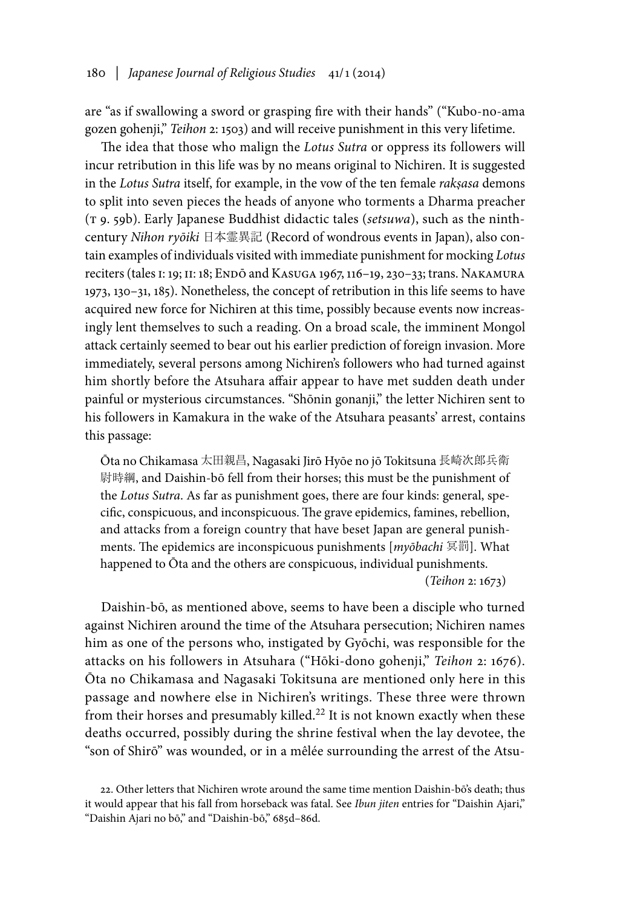are "as if swallowing a sword or grasping fire with their hands" ("Kubo-no-ama gozen gohenji," *Teihon* 2: 1503) and will receive punishment in this very lifetime.

The idea that those who malign the *Lotus Sutra* or oppress its followers will incur retribution in this life was by no means original to Nichiren. It is suggested in the *Lotus Sutra* itself, for example, in the vow of the ten female *rakṣasa* demons to split into seven pieces the heads of anyone who torments a Dharma preacher (T 9. 59b). Early Japanese Buddhist didactic tales (*setsuwa*), such as the ninth-century *Nihon ryōiki* 日本霊異記 (Record of wondrous events in Japan), also contain examples of individuals visited with immediate punishment for mocking *Lotus* reciters (tales I: 19; II: 18; Endō and Kasuga 1967, 116–19, 230–33; trans. Nakamura 1973, 130–31, 185). Nonetheless, the concept of retribution in this life seems to have acquired new force for Nichiren at this time, possibly because events now increasingly lent themselves to such a reading. On a broad scale, the imminent Mongol attack certainly seemed to bear out his earlier prediction of foreign invasion. More immediately, several persons among Nichiren's followers who had turned against him shortly before the Atsuhara affair appear to have met sudden death under painful or mysterious circumstances. "Shōnin gonanji," the letter Nichiren sent to his followers in Kamakura in the wake of the Atsuhara peasants' arrest, contains this passage:

> Ōta no Chikamasa 太田親昌, Nagasaki Jirō Hyōe no jō Tokitsuna 長崎次郎兵衛尉時綱, and Daishin-bō fell from their horses; this must be the punishment of the *Lotus Sutra*. As far as punishment goes, there are four kinds: general, specific, conspicuous, and inconspicuous. The grave epidemics, famines, rebellion, and attacks from a foreign country that have beset Japan are general punishments. The epidemics are inconspicuous punishments [*myōbachi* 冥罰]. What happened to Ōta and the others are conspicuous, individual punishments. (*Teihon* 2: 1673)

Daishin-bō, as mentioned above, seems to have been a disciple who turned against Nichiren around the time of the Atsuhara persecution; Nichiren names him as one of the persons who, instigated by Gyōchi, was responsible for the attacks on his followers in Atsuhara ("Hōki-dono gohenji," *Teihon* 2: 1676). Ōta no Chikamasa and Nagasaki Tokitsuna are mentioned only here in this passage and nowhere else in Nichiren's writings. These three were thrown from their horses and presumably killed.[22] It is not known exactly when these deaths occurred, possibly during the shrine festival when the lay devotee, the "son of Shirō" was wounded, or in a mêlée surrounding the arrest of the Atsu-

22. Other letters that Nichiren wrote around the same time mention Daishin-bō's death; thus it would appear that his fall from horseback was fatal. See *Ibun jiten* entries for "Daishin Ajari," "Daishin Ajari no bō," and "Daishin-bō," 685d–86d.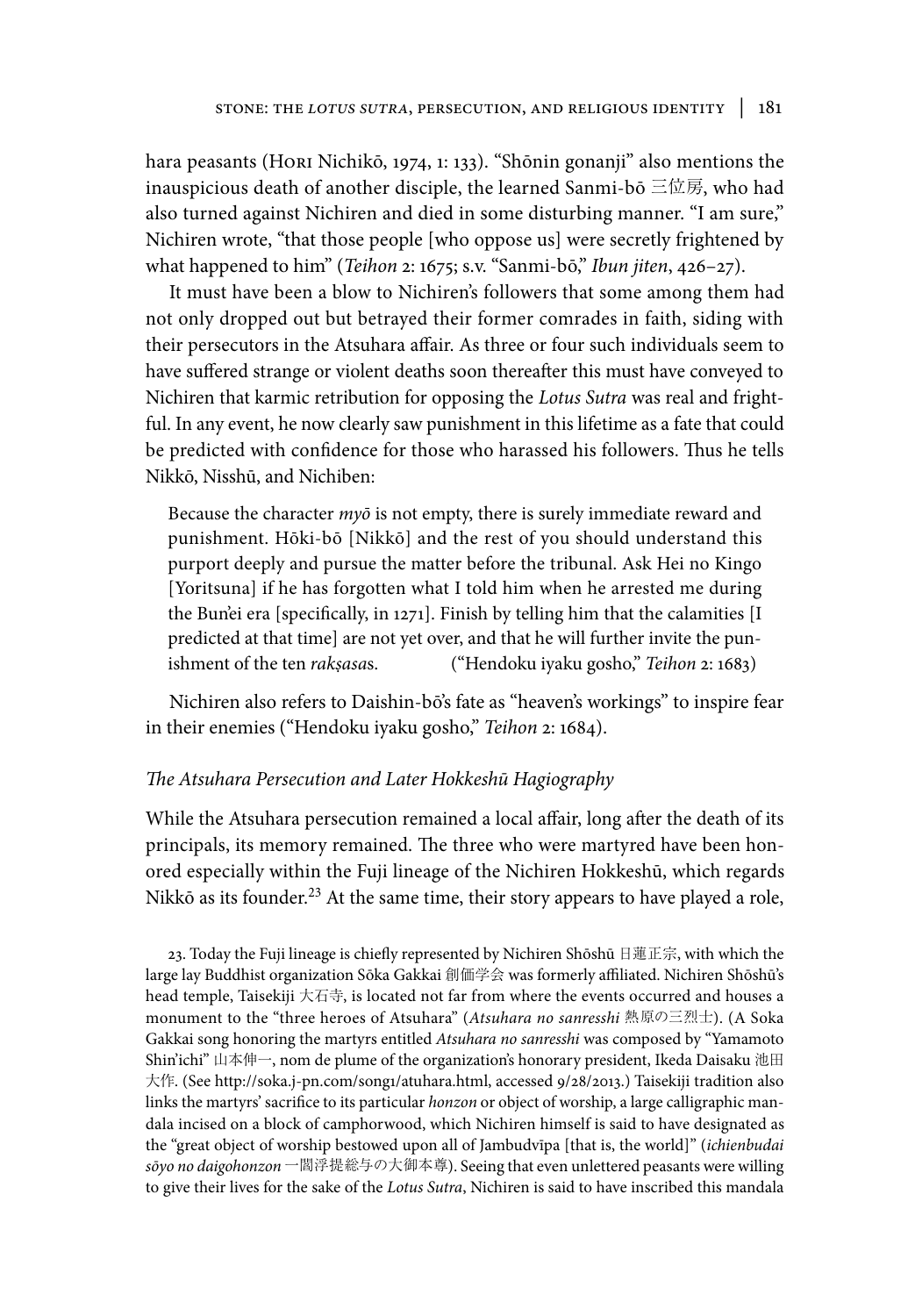hara peasants (Hori Nichikō, 1974, 1: 133). "Shōnin gonanji" also mentions the inauspicious death of another disciple, the learned Sanmi-bō 三位房, who had also turned against Nichiren and died in some disturbing manner. "I am sure," Nichiren wrote, "that those people [who oppose us] were secretly frightened by what happened to him" (*Teihon* 2: 1675; s.v. "Sanmi-bō," *Ibun jiten*, 426–27).

It must have been a blow to Nichiren's followers that some among them had not only dropped out but betrayed their former comrades in faith, siding with their persecutors in the Atsuhara affair. As three or four such individuals seem to have suffered strange or violent deaths soon thereafter this must have conveyed to Nichiren that karmic retribution for opposing the *Lotus Sutra* was real and frightful. In any event, he now clearly saw punishment in this lifetime as a fate that could be predicted with confidence for those who harassed his followers. Thus he tells Nikkō, Nisshū, and Nichiben:

> Because the character *myō* is not empty, there is surely immediate reward and punishment. Hōki-bō [Nikkō] and the rest of you should understand this purport deeply and pursue the matter before the tribunal. Ask Hei no Kingo [Yoritsuna] if he has forgotten what I told him when he arrested me during the Bun'ei era [specifically, in 1271]. Finish by telling him that the calamities [I predicted at that time] are not yet over, and that he will further invite the punishment of the ten *rakṣasa*s. ("Hendoku iyaku gosho," *Teihon* 2: 1683)

Nichiren also refers to Daishin-bō's fate as "heaven's workings" to inspire fear in their enemies ("Hendoku iyaku gosho," *Teihon* 2: 1684).

### *The Atsuhara Persecution and Later Hokkeshū Hagiography*

While the Atsuhara persecution remained a local affair, long after the death of its principals, its memory remained. The three who were martyred have been honored especially within the Fuji lineage of the Nichiren Hokkeshū, which regards Nikkō as its founder.[23] At the same time, their story appears to have played a role,

23. Today the Fuji lineage is chiefly represented by Nichiren Shōshū 日蓮正宗, with which the large lay Buddhist organization Sōka Gakkai 創価学会 was formerly affiliated. Nichiren Shōshū's head temple, Taisekiji 大石寺, is located not far from where the events occurred and houses a monument to the "three heroes of Atsuhara" (*Atsuhara no sanresshi* 熱原の三烈士). (A Soka Gakkai song honoring the martyrs entitled *Atsuhara no sanresshi* was composed by "Yamamoto Shin'ichi" 山本伸一, nom de plume of the organization's honorary president, Ikeda Daisaku 池田大作. (See http://soka.j-pn.com/song1/atuhara.html, accessed 9/28/2013.) Taisekiji tradition also links the martyrs' sacrifice to its particular *honzon* or object of worship, a large calligraphic mandala incised on a block of camphorwood, which Nichiren himself is said to have designated as the "great object of worship bestowed upon all of Jambudvīpa [that is, the world]" (*ichienbudai sōyo no daigohonzon* 一閻浮提総与の大御本尊). Seeing that even unlettered peasants were willing to give their lives for the sake of the *Lotus Sutra*, Nichiren is said to have inscribed this mandala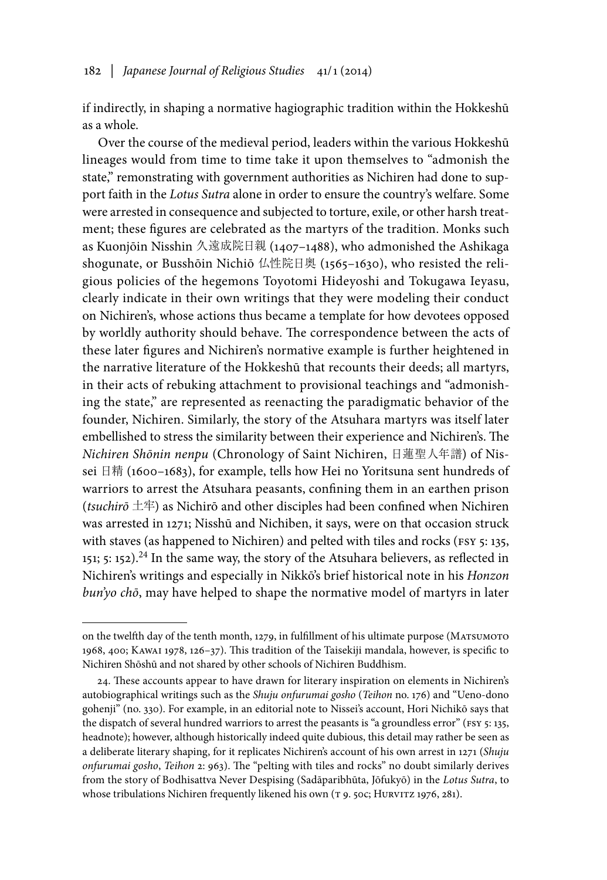if indirectly, in shaping a normative hagiographic tradition within the Hokkeshū as a whole.

Over the course of the medieval period, leaders within the various Hokkeshū lineages would from time to time take it upon themselves to "admonish the state," remonstrating with government authorities as Nichiren had done to support faith in the *Lotus Sutra* alone in order to ensure the country's welfare. Some were arrested in consequence and subjected to torture, exile, or other harsh treatment; these figures are celebrated as the martyrs of the tradition. Monks such as Kuonjōin Nisshin 久遠成院日親 (1407–1488), who admonished the Ashikaga shogunate, or Busshōin Nichiō 仏性院日奥 (1565–1630), who resisted the religious policies of the hegemons Toyotomi Hideyoshi and Tokugawa Ieyasu, clearly indicate in their own writings that they were modeling their conduct on Nichiren's, whose actions thus became a template for how devotees opposed by worldly authority should behave. The correspondence between the acts of these later figures and Nichiren's normative example is further heightened in the narrative literature of the Hokkeshū that recounts their deeds; all martyrs, in their acts of rebuking attachment to provisional teachings and "admonishing the state," are represented as reenacting the paradigmatic behavior of the founder, Nichiren. Similarly, the story of the Atsuhara martyrs was itself later embellished to stress the similarity between their experience and Nichiren's. The *Nichiren Shōnin nenpu* (Chronology of Saint Nichiren, 日蓮聖人年譜) of Nissei 日精 (1600–1683), for example, tells how Hei no Yoritsuna sent hundreds of warriors to arrest the Atsuhara peasants, confining them in an earthen prison (*tsuchirō* 土牢) as Nichirō and other disciples had been confined when Nichiren was arrested in 1271; Nisshū and Nichiben, it says, were on that occasion struck with staves (as happened to Nichiren) and pelted with tiles and rocks (FSY 5: 135, 151; 5: 152).[24] In the same way, the story of the Atsuhara believers, as reflected in Nichiren's writings and especially in Nikkō's brief historical note in his *Honzon bun'yo chō*, may have helped to shape the normative model of martyrs in later

---

on the twelfth day of the tenth month, 1279, in fulfillment of his ultimate purpose (Matsumoto 1968, 400; Kawai 1978, 126–37). This tradition of the Taisekiji mandala, however, is specific to Nichiren Shōshū and not shared by other schools of Nichiren Buddhism.

24. These accounts appear to have drawn for literary inspiration on elements in Nichiren's autobiographical writings such as the *Shuju onfurumai gosho* (*Teihon* no. 176) and "Ueno-dono gohenji" (no. 330). For example, in an editorial note to Nissei's account, Hori Nichikō says that the dispatch of several hundred warriors to arrest the peasants is "a groundless error" (FSY 5: 135, headnote); however, although historically indeed quite dubious, this detail may rather be seen as a deliberate literary shaping, for it replicates Nichiren's account of his own arrest in 1271 (*Shuju onfurumai gosho*, *Teihon* 2: 963). The "pelting with tiles and rocks" no doubt similarly derives from the story of Bodhisattva Never Despising (Sadāparibhūta, Jōfukyō) in the *Lotus Sutra*, to whose tribulations Nichiren frequently likened his own (T 9. 50c; Hurvitz 1976, 281).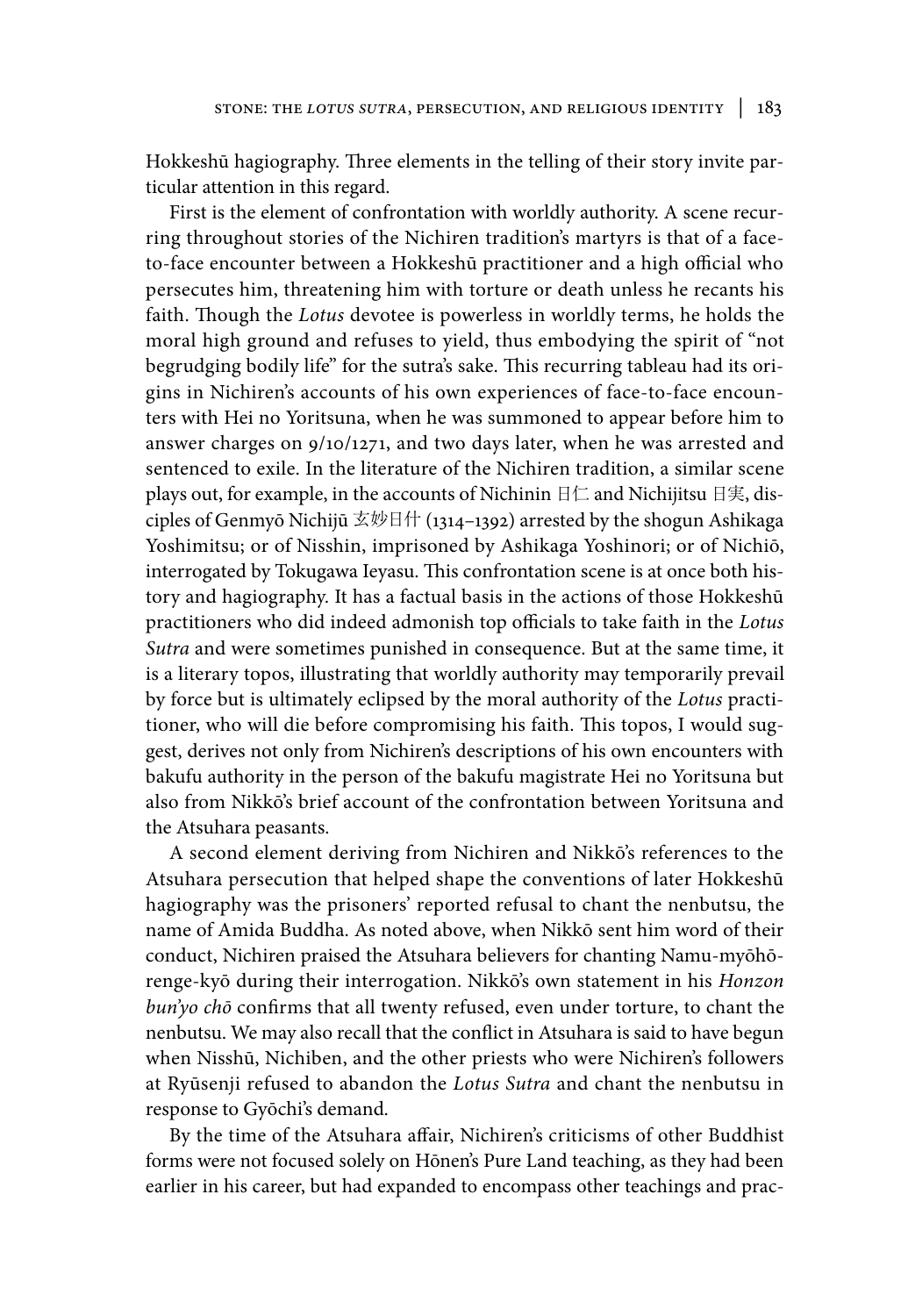Hokkeshū hagiography. Three elements in the telling of their story invite particular attention in this regard.

First is the element of confrontation with worldly authority. A scene recurring throughout stories of the Nichiren tradition's martyrs is that of a face-to-face encounter between a Hokkeshū practitioner and a high official who persecutes him, threatening him with torture or death unless he recants his faith. Though the *Lotus* devotee is powerless in worldly terms, he holds the moral high ground and refuses to yield, thus embodying the spirit of "not begrudging bodily life" for the sutra's sake. This recurring tableau had its origins in Nichiren's accounts of his own experiences of face-to-face encounters with Hei no Yoritsuna, when he was summoned to appear before him to answer charges on 9/10/1271, and two days later, when he was arrested and sentenced to exile. In the literature of the Nichiren tradition, a similar scene plays out, for example, in the accounts of Nichinin 日仁 and Nichijitsu 日実, disciples of Genmyō Nichijū 玄妙日什 (1314–1392) arrested by the shogun Ashikaga Yoshimitsu; or of Nisshin, imprisoned by Ashikaga Yoshinori; or of Nichiō, interrogated by Tokugawa Ieyasu. This confrontation scene is at once both history and hagiography. It has a factual basis in the actions of those Hokkeshū practitioners who did indeed admonish top officials to take faith in the *Lotus Sutra* and were sometimes punished in consequence. But at the same time, it is a literary topos, illustrating that worldly authority may temporarily prevail by force but is ultimately eclipsed by the moral authority of the *Lotus* practitioner, who will die before compromising his faith. This topos, I would suggest, derives not only from Nichiren's descriptions of his own encounters with bakufu authority in the person of the bakufu magistrate Hei no Yoritsuna but also from Nikkō's brief account of the confrontation between Yoritsuna and the Atsuhara peasants.

A second element deriving from Nichiren and Nikkō's references to the Atsuhara persecution that helped shape the conventions of later Hokkeshū hagiography was the prisoners' reported refusal to chant the nenbutsu, the name of Amida Buddha. As noted above, when Nikkō sent him word of their conduct, Nichiren praised the Atsuhara believers for chanting Namu-myōhō-renge-kyō during their interrogation. Nikkō's own statement in his *Honzon bun'yo chō* confirms that all twenty refused, even under torture, to chant the nenbutsu. We may also recall that the conflict in Atsuhara is said to have begun when Nisshū, Nichiben, and the other priests who were Nichiren's followers at Ryūsenji refused to abandon the *Lotus Sutra* and chant the nenbutsu in response to Gyōchi's demand.

By the time of the Atsuhara affair, Nichiren's criticisms of other Buddhist forms were not focused solely on Hōnen's Pure Land teaching, as they had been earlier in his career, but had expanded to encompass other teachings and prac-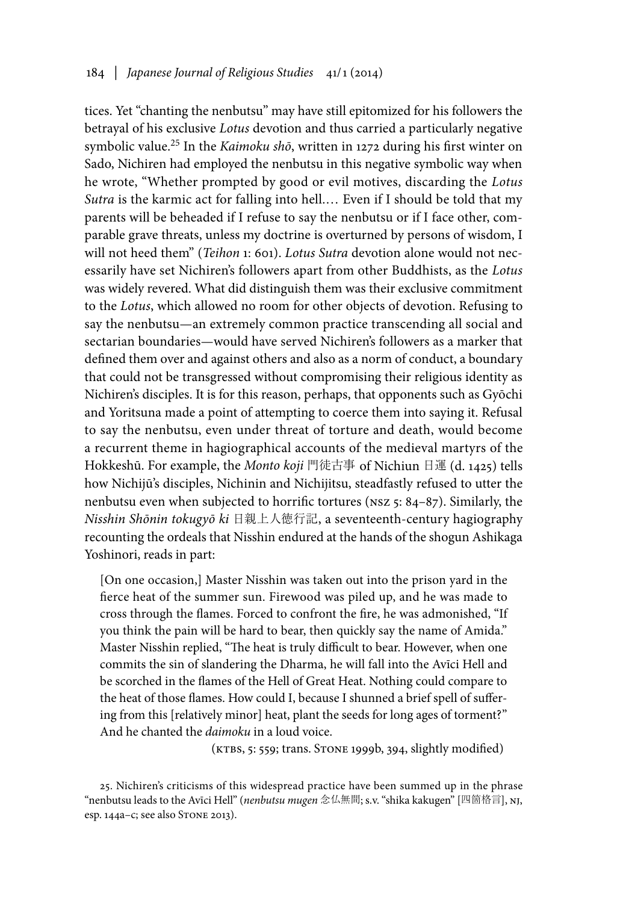tices. Yet "chanting the nenbutsu" may have still epitomized for his followers the betrayal of his exclusive *Lotus* devotion and thus carried a particularly negative symbolic value.[25] In the *Kaimoku shō*, written in 1272 during his first winter on Sado, Nichiren had employed the nenbutsu in this negative symbolic way when he wrote, "Whether prompted by good or evil motives, discarding the *Lotus Sutra* is the karmic act for falling into hell.… Even if I should be told that my parents will be beheaded if I refuse to say the nenbutsu or if I face other, comparable grave threats, unless my doctrine is overturned by persons of wisdom, I will not heed them" (*Teihon* 1: 601). *Lotus Sutra* devotion alone would not necessarily have set Nichiren's followers apart from other Buddhists, as the *Lotus* was widely revered. What did distinguish them was their exclusive commitment to the *Lotus*, which allowed no room for other objects of devotion. Refusing to say the nenbutsu—an extremely common practice transcending all social and sectarian boundaries—would have served Nichiren's followers as a marker that defined them over and against others and also as a norm of conduct, a boundary that could not be transgressed without compromising their religious identity as Nichiren's disciples. It is for this reason, perhaps, that opponents such as Gyōchi and Yoritsuna made a point of attempting to coerce them into saying it. Refusal to say the nenbutsu, even under threat of torture and death, would become a recurrent theme in hagiographical accounts of the medieval martyrs of the Hokkeshū. For example, the *Monto koji* 門徒古事 of Nichiun 日運 (d. 1425) tells how Nichijū's disciples, Nichinin and Nichijitsu, steadfastly refused to utter the nenbutsu even when subjected to horrific tortures (NSZ 5: 84–87). Similarly, the *Nisshin Shōnin tokugyō ki* 日親上人徳行記, a seventeenth-century hagiography recounting the ordeals that Nisshin endured at the hands of the shogun Ashikaga Yoshinori, reads in part:

> [On one occasion,] Master Nisshin was taken out into the prison yard in the fierce heat of the summer sun. Firewood was piled up, and he was made to cross through the flames. Forced to confront the fire, he was admonished, "If you think the pain will be hard to bear, then quickly say the name of Amida." Master Nisshin replied, "The heat is truly difficult to bear. However, when one commits the sin of slandering the Dharma, he will fall into the Avīci Hell and be scorched in the flames of the Hell of Great Heat. Nothing could compare to the heat of those flames. How could I, because I shunned a brief spell of suffering from this [relatively minor] heat, plant the seeds for long ages of torment?" And he chanted the *daimoku* in a loud voice.
>
> (KTBS, 5: 559; trans. Stone 1999b, 394, slightly modified)

25. Nichiren's criticisms of this widespread practice have been summed up in the phrase "nenbutsu leads to the Avīci Hell" (*nenbutsu mugen* 念仏無間; s.v. "shika kakugen" [四箇格言], NJ, esp. 144a–c; see also Stone 2013).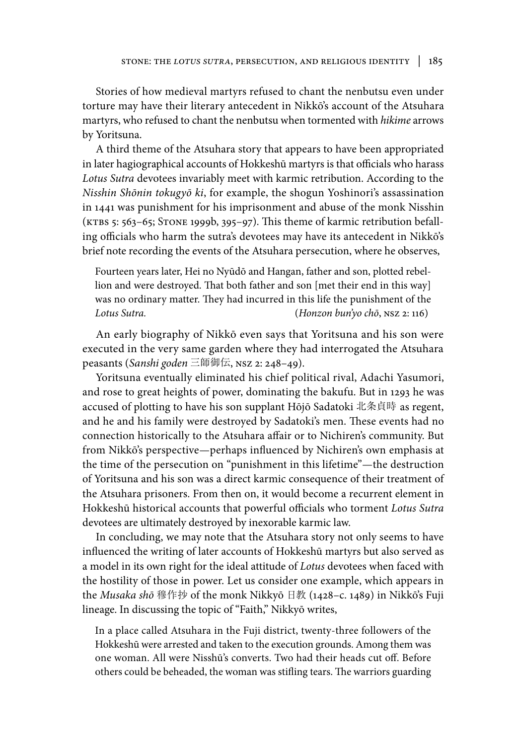Stories of how medieval martyrs refused to chant the nenbutsu even under torture may have their literary antecedent in Nikkō's account of the Atsuhara martyrs, who refused to chant the nenbutsu when tormented with *hikime* arrows by Yoritsuna.

A third theme of the Atsuhara story that appears to have been appropriated in later hagiographical accounts of Hokkeshū martyrs is that officials who harass *Lotus Sutra* devotees invariably meet with karmic retribution. According to the *Nisshin Shōnin tokugyō ki*, for example, the shogun Yoshinori's assassination in 1441 was punishment for his imprisonment and abuse of the monk Nisshin (KTBS 5: 563–65; STONE 1999b, 395–97). This theme of karmic retribution befalling officials who harm the sutra's devotees may have its antecedent in Nikkō's brief note recording the events of the Atsuhara persecution, where he observes,

> Fourteen years later, Hei no Nyūdō and Hangan, father and son, plotted rebellion and were destroyed. That both father and son [met their end in this way] was no ordinary matter. They had incurred in this life the punishment of the *Lotus Sutra*. (*Honzon bun'yo chō*, NSZ 2: 116)

An early biography of Nikkō even says that Yoritsuna and his son were executed in the very same garden where they had interrogated the Atsuhara peasants (*Sanshi goden* 三師御伝, NSZ 2: 248–49).

Yoritsuna eventually eliminated his chief political rival, Adachi Yasumori, and rose to great heights of power, dominating the bakufu. But in 1293 he was accused of plotting to have his son supplant Hōjō Sadatoki 北条貞時 as regent, and he and his family were destroyed by Sadatoki's men. These events had no connection historically to the Atsuhara affair or to Nichiren's community. But from Nikkō's perspective—perhaps influenced by Nichiren's own emphasis at the time of the persecution on "punishment in this lifetime"—the destruction of Yoritsuna and his son was a direct karmic consequence of their treatment of the Atsuhara prisoners. From then on, it would become a recurrent element in Hokkeshū historical accounts that powerful officials who torment *Lotus Sutra* devotees are ultimately destroyed by inexorable karmic law.

In concluding, we may note that the Atsuhara story not only seems to have influenced the writing of later accounts of Hokkeshū martyrs but also served as a model in its own right for the ideal attitude of *Lotus* devotees when faced with the hostility of those in power. Let us consider one example, which appears in the *Musaka shō* 穆作抄 of the monk Nikkyō 日教 (1428–c. 1489) in Nikkō's Fuji lineage. In discussing the topic of "Faith," Nikkyō writes,

> In a place called Atsuhara in the Fuji district, twenty-three followers of the Hokkeshū were arrested and taken to the execution grounds. Among them was one woman. All were Nisshū's converts. Two had their heads cut off. Before others could be beheaded, the woman was stifling tears. The warriors guarding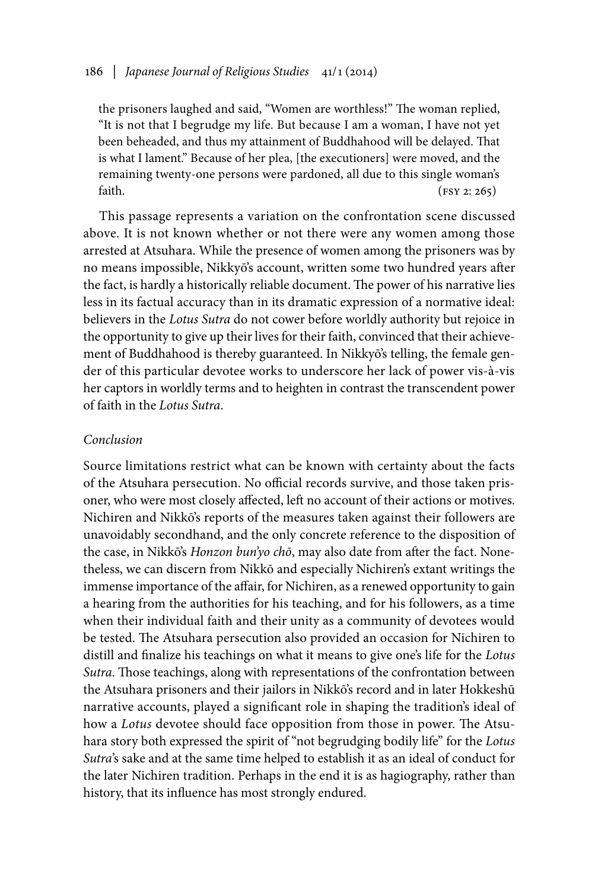> the prisoners laughed and said, "Women are worthless!" The woman replied, "It is not that I begrudge my life. But because I am a woman, I have not yet been beheaded, and thus my attainment of Buddhahood will be delayed. That is what I lament." Because of her plea, [the executioners] were moved, and the remaining twenty-one persons were pardoned, all due to this single woman's faith. (FSY 2: 265)

This passage represents a variation on the confrontation scene discussed above. It is not known whether or not there were any women among those arrested at Atsuhara. While the presence of women among the prisoners was by no means impossible, Nikkyō's account, written some two hundred years after the fact, is hardly a historically reliable document. The power of his narrative lies less in its factual accuracy than in its dramatic expression of a normative ideal: believers in the *Lotus Sutra* do not cower before worldly authority but rejoice in the opportunity to give up their lives for their faith, convinced that their achievement of Buddhahood is thereby guaranteed. In Nikkyō's telling, the female gender of this particular devotee works to underscore her lack of power vis-à-vis her captors in worldly terms and to heighten in contrast the transcendent power of faith in the *Lotus Sutra*.

### *Conclusion*

Source limitations restrict what can be known with certainty about the facts of the Atsuhara persecution. No official records survive, and those taken prisoner, who were most closely affected, left no account of their actions or motives. Nichiren and Nikkō's reports of the measures taken against their followers are unavoidably secondhand, and the only concrete reference to the disposition of the case, in Nikkō's *Honzon bun'yo chō*, may also date from after the fact. Nonetheless, we can discern from Nikkō and especially Nichiren's extant writings the immense importance of the affair, for Nichiren, as a renewed opportunity to gain a hearing from the authorities for his teaching, and for his followers, as a time when their individual faith and their unity as a community of devotees would be tested. The Atsuhara persecution also provided an occasion for Nichiren to distill and finalize his teachings on what it means to give one's life for the *Lotus Sutra*. Those teachings, along with representations of the confrontation between the Atsuhara prisoners and their jailors in Nikkō's record and in later Hokkeshū narrative accounts, played a significant role in shaping the tradition's ideal of how a *Lotus* devotee should face opposition from those in power. The Atsuhara story both expressed the spirit of "not begrudging bodily life" for the *Lotus Sutra*'s sake and at the same time helped to establish it as an ideal of conduct for the later Nichiren tradition. Perhaps in the end it is as hagiography, rather than history, that its influence has most strongly endured.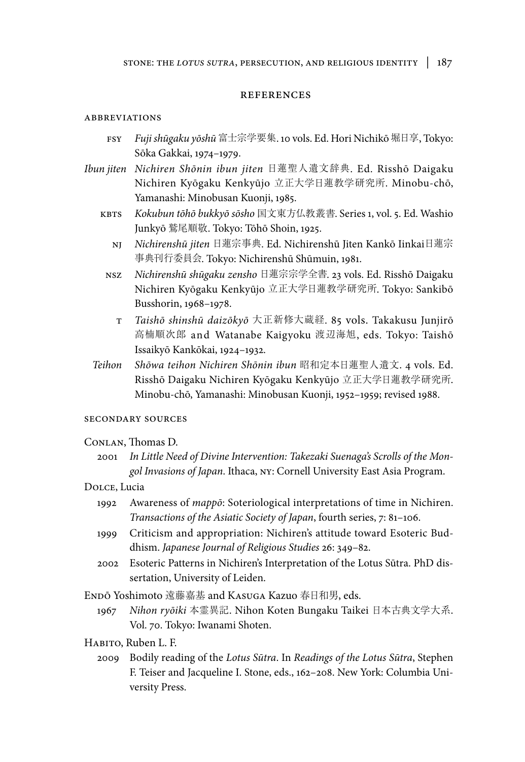## REFERENCES

### ABBREVIATIONS

**FSY** *Fuji shūgaku yōshū* 富士宗学要集. 10 vols. Ed. Hori Nichikō 堀日享, Tokyo: Sōka Gakkai, 1974–1979.

*Ibun jiten* *Nichiren Shōnin ibun jiten* 日蓮聖人遺文辞典. Ed. Risshō Daigaku Nichiren Kyōgaku Kenkyūjo 立正大学日蓮教学研究所. Minobu-chō, Yamanashi: Minobusan Kuonji, 1985.

**KBTS** *Kokubun tōhō bukkyō sōsho* 国文東方仏教叢書. Series 1, vol. 5. Ed. Washio Junkyō 鷲尾順敬. Tokyo: Tōhō Shoin, 1925.

**NJ** *Nichirenshū jiten* 日蓮宗事典. Ed. Nichirenshū Jiten Kankō Iinkai日蓮宗事典刊行委員会. Tokyo: Nichirenshū Shūmuin, 1981.

**NSZ** *Nichirenshū shūgaku zensho* 日蓮宗宗学全書. 23 vols. Ed. Risshō Daigaku Nichiren Kyōgaku Kenkyūjo 立正大学日蓮教学研究所. Tokyo: Sankibō Busshorin, 1968–1978.

**T** *Taishō shinshū daizōkyō* 大正新修大蔵経. 85 vols. Takakusu Junjirō 高楠順次郎 and Watanabe Kaigyoku 渡辺海旭, eds. Tokyo: Taishō Issaikyō Kankōkai, 1924–1932.

*Teihon* *Shōwa teihon Nichiren Shōnin ibun* 昭和定本日蓮聖人遺文. 4 vols. Ed. Risshō Daigaku Nichiren Kyōgaku Kenkyūjo 立正大学日蓮教学研究所. Minobu-chō, Yamanashi: Minobusan Kuonji, 1952–1959; revised 1988.

### SECONDARY SOURCES

Conlan, Thomas D.

2001 *In Little Need of Divine Intervention: Takezaki Suenaga's Scrolls of the Mongol Invasions of Japan*. Ithaca, NY: Cornell University East Asia Program.

Dolce, Lucia

1992 Awareness of *mappō*: Soteriological interpretations of time in Nichiren. *Transactions of the Asiatic Society of Japan*, fourth series, 7: 81–106.

1999 Criticism and appropriation: Nichiren's attitude toward Esoteric Buddhism. *Japanese Journal of Religious Studies* 26: 349–82.

2002 Esoteric Patterns in Nichiren's Interpretation of the Lotus Sūtra. PhD dissertation, University of Leiden.

Endō Yoshimoto 遠藤嘉基 and Kasuga Kazuo 春日和男, eds.

1967 *Nihon ryōiki* 本霊異記. Nihon Koten Bungaku Taikei 日本古典文学大系. Vol. 70. Tokyo: Iwanami Shoten.

Habito, Ruben L. F.

2009 Bodily reading of the *Lotus Sūtra*. In *Readings of the Lotus Sūtra*, Stephen F. Teiser and Jacqueline I. Stone, eds., 162–208. New York: Columbia University Press.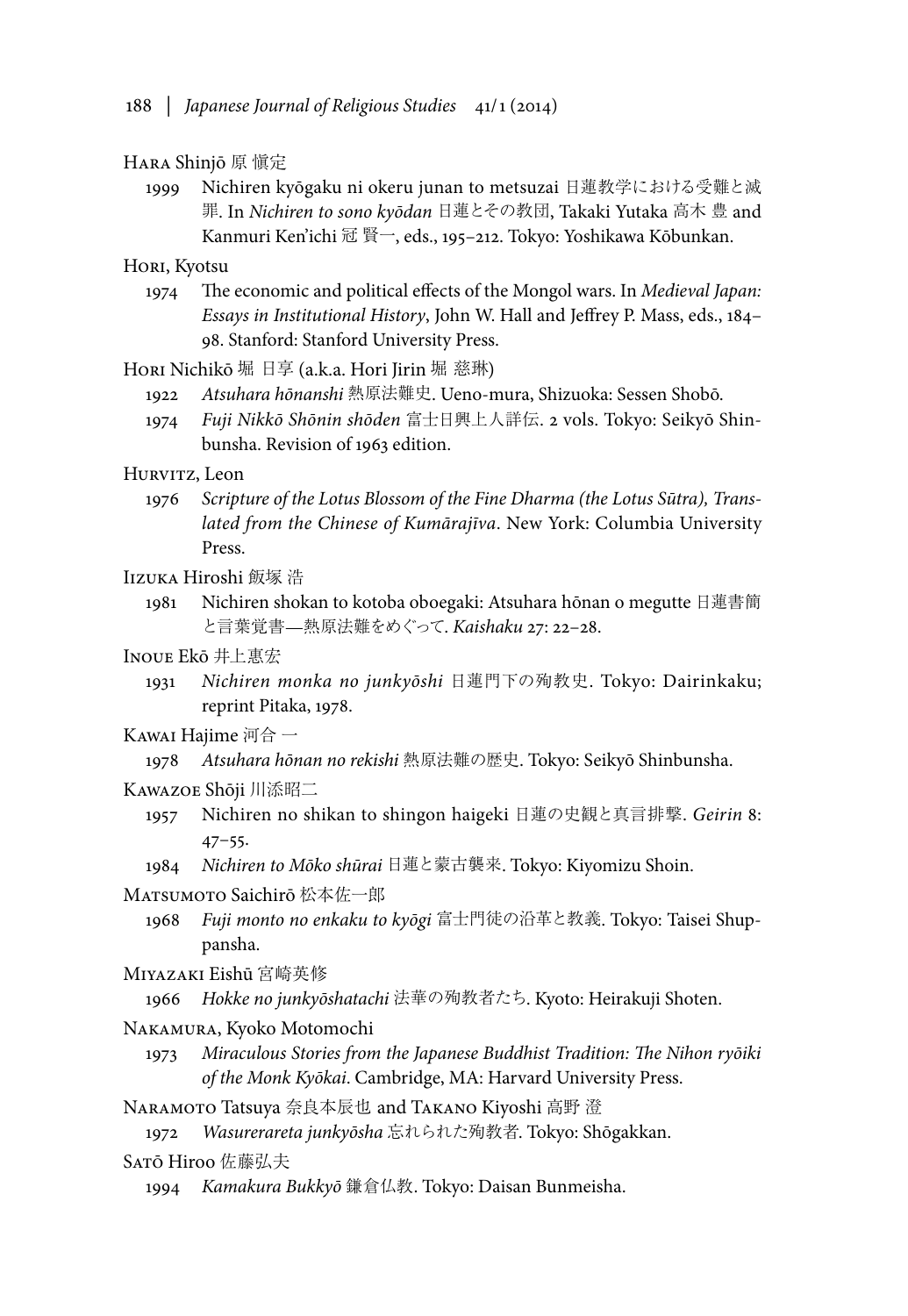HARA Shinjō 原 愼定

1999 Nichiren kyōgaku ni okeru junan to metsuzai 日蓮教学における受難と滅罪. In *Nichiren to sono kyōdan* 日蓮とその教団, Takaki Yutaka 高木 豊 and Kanmuri Ken'ichi 冠 賢一, eds., 195–212. Tokyo: Yoshikawa Kōbunkan.

HORI, Kyotsu

1974 The economic and political effects of the Mongol wars. In *Medieval Japan: Essays in Institutional History*, John W. Hall and Jeffrey P. Mass, eds., 184–98. Stanford: Stanford University Press.

HORI Nichikō 堀 日享 (a.k.a. Hori Jirin 堀 慈琳)

1922 *Atsuhara hōnanshi* 熱原法難史. Ueno-mura, Shizuoka: Sessen Shobō.

1974 *Fuji Nikkō Shōnin shōden* 富士日興上人詳伝. 2 vols. Tokyo: Seikyō Shinbunsha. Revision of 1963 edition.

HURVITZ, Leon

1976 *Scripture of the Lotus Blossom of the Fine Dharma (the Lotus Sūtra), Translated from the Chinese of Kumārajīva*. New York: Columbia University Press.

IIZUKA Hiroshi 飯塚 浩

1981 Nichiren shokan to kotoba oboegaki: Atsuhara hōnan o megutte 日蓮書簡と言葉覚書—熱原法難をめぐって. *Kaishaku* 27: 22–28.

INOUE Ekō 井上惠宏

1931 *Nichiren monka no junkyōshi* 日蓮門下の殉教史. Tokyo: Dairinkaku; reprint Pitaka, 1978.

KAWAI Hajime 河合 一

1978 *Atsuhara hōnan no rekishi* 熱原法難の歴史. Tokyo: Seikyō Shinbunsha.

KAWAZOE Shōji 川添昭二

1957 Nichiren no shikan to shingon haigeki 日蓮の史観と真言排撃. *Geirin* 8: 47–55.

1984 *Nichiren to Mōko shūrai* 日蓮と蒙古襲来. Tokyo: Kiyomizu Shoin.

MATSUMOTO Saichirō 松本佐一郎

1968 *Fuji monto no enkaku to kyōgi* 富士門徒の沿革と教義. Tokyo: Taisei Shuppansha.

MIYAZAKI Eishū 宮崎英修

1966 *Hokke no junkyōshatachi* 法華の殉教者たち. Kyoto: Heirakuji Shoten.

NAKAMURA, Kyoko Motomochi

1973 *Miraculous Stories from the Japanese Buddhist Tradition: The Nihon ryōiki of the Monk Kyōkai*. Cambridge, MA: Harvard University Press.

NARAMOTO Tatsuya 奈良本辰也 and TAKANO Kiyoshi 高野 澄

1972 *Wasurerareta junkyōsha* 忘れられた殉教者. Tokyo: Shōgakkan.

SATŌ Hiroo 佐藤弘夫

1994 *Kamakura Bukkyō* 鎌倉仏教. Tokyo: Daisan Bunmeisha.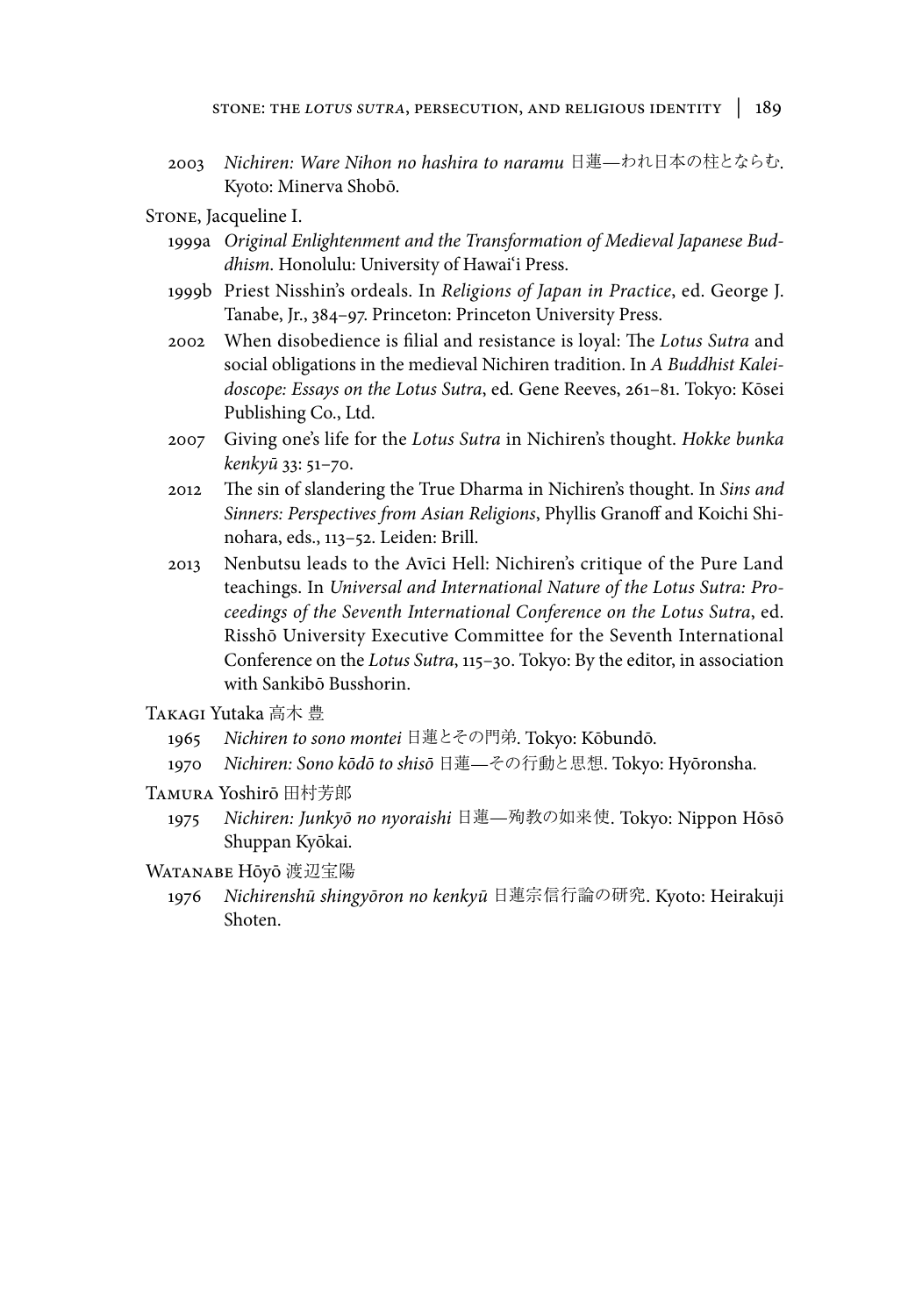2003 *Nichiren: Ware Nihon no hashira to naramu* 日蓮—われ日本の柱とならむ. Kyoto: Minerva Shobō.

Stone, Jacqueline I.

1999a *Original Enlightenment and the Transformation of Medieval Japanese Buddhism*. Honolulu: University of Hawai'i Press.

1999b Priest Nisshin's ordeals. In *Religions of Japan in Practice*, ed. George J. Tanabe, Jr., 384–97. Princeton: Princeton University Press.

2002 When disobedience is filial and resistance is loyal: The *Lotus Sutra* and social obligations in the medieval Nichiren tradition. In *A Buddhist Kaleidoscope: Essays on the Lotus Sutra*, ed. Gene Reeves, 261–81. Tokyo: Kōsei Publishing Co., Ltd.

2007 Giving one's life for the *Lotus Sutra* in Nichiren's thought. *Hokke bunka kenkyū* 33: 51–70.

2012 The sin of slandering the True Dharma in Nichiren's thought. In *Sins and Sinners: Perspectives from Asian Religions*, Phyllis Granoff and Koichi Shinohara, eds., 113–52. Leiden: Brill.

2013 Nenbutsu leads to the Avīci Hell: Nichiren's critique of the Pure Land teachings. In *Universal and International Nature of the Lotus Sutra: Proceedings of the Seventh International Conference on the Lotus Sutra*, ed. Risshō University Executive Committee for the Seventh International Conference on the *Lotus Sutra*, 115–30. Tokyo: By the editor, in association with Sankibō Busshorin.

Takagi Yutaka 高木 豊

1965 *Nichiren to sono montei* 日蓮とその門弟. Tokyo: Kōbundō.

1970 *Nichiren: Sono kōdō to shisō* 日蓮—その行動と思想. Tokyo: Hyōronsha.

Tamura Yoshirō 田村芳郎

1975 *Nichiren: Junkyō no nyoraishi* 日蓮—殉教の如来使. Tokyo: Nippon Hōsō Shuppan Kyōkai.

Watanabe Hōyō 渡辺宝陽

1976 *Nichirenshū shingyōron no kenkyū* 日蓮宗信行論の研究. Kyoto: Heirakuji Shoten.